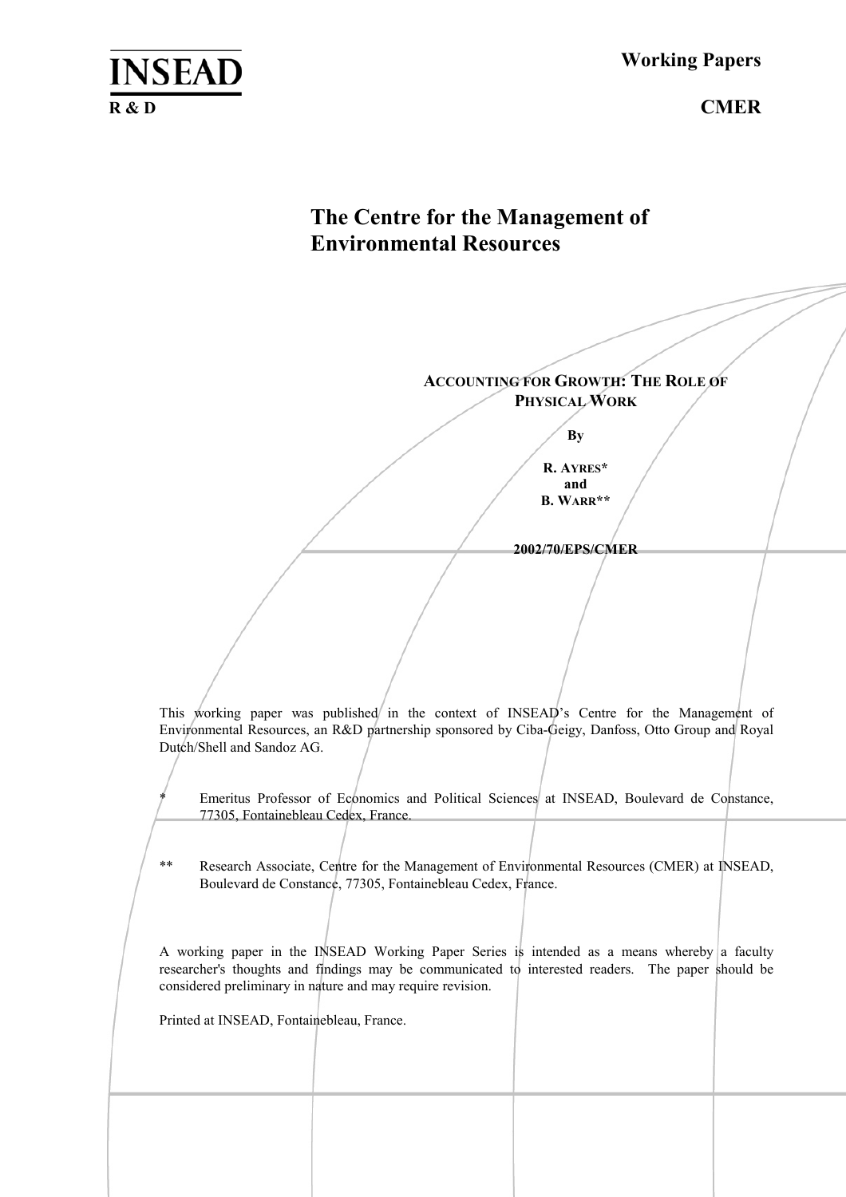**INSEAD**

**R & D**

**Working Papers**

**CMER**

# The Centre for the Management of Environmental Resources

## ACCOUNTING FOR GROWTH: THE ROLE OF PHYSICAL WORK

**By**

**R. AYRES***
**and**
**B. WARR****

**2002/70/EPS/CMER**

This working paper was published in the context of INSEAD's Centre for the Management of Environmental Resources, an R&D partnership sponsored by Ciba-Geigy, Danfoss, Otto Group and Royal Dutch/Shell and Sandoz AG.

\* Emeritus Professor of Economics and Political Sciences at INSEAD, Boulevard de Constance, 77305, Fontainebleau Cedex, France.

\*\* Research Associate, Centre for the Management of Environmental Resources (CMER) at INSEAD, Boulevard de Constance, 77305, Fontainebleau Cedex, France.

A working paper in the INSEAD Working Paper Series is intended as a means whereby a faculty researcher's thoughts and findings may be communicated to interested readers. The paper should be considered preliminary in nature and may require revision.

Printed at INSEAD, Fontainebleau, France.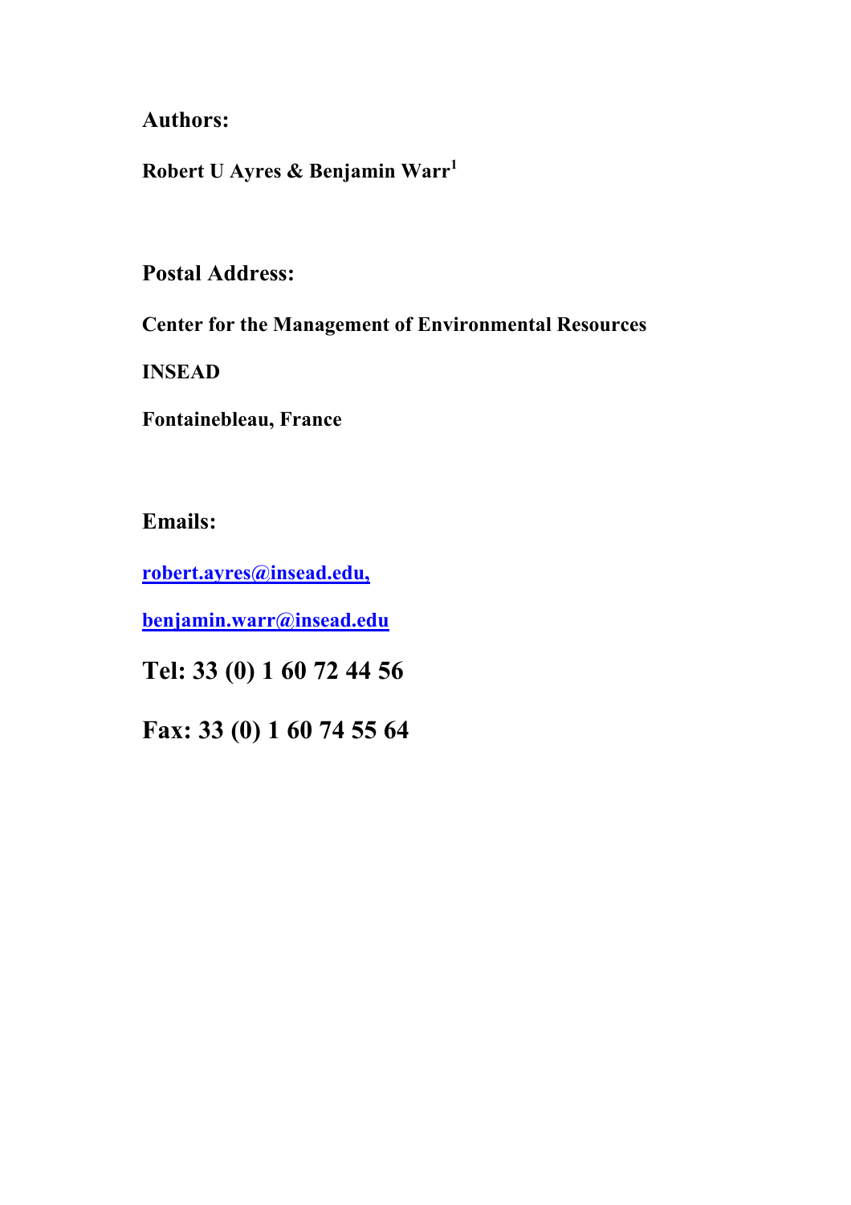**Authors:**

**Robert U Ayres & Benjamin Warr[1]**

**Postal Address:**

**Center for the Management of Environmental Resources**

**INSEAD**

**Fontainebleau, France**

**Emails:**

**robert.ayres@insead.edu,**

**benjamin.warr@insead.edu**

**Tel: 33 (0) 1 60 72 44 56**

**Fax: 33 (0) 1 60 74 55 64**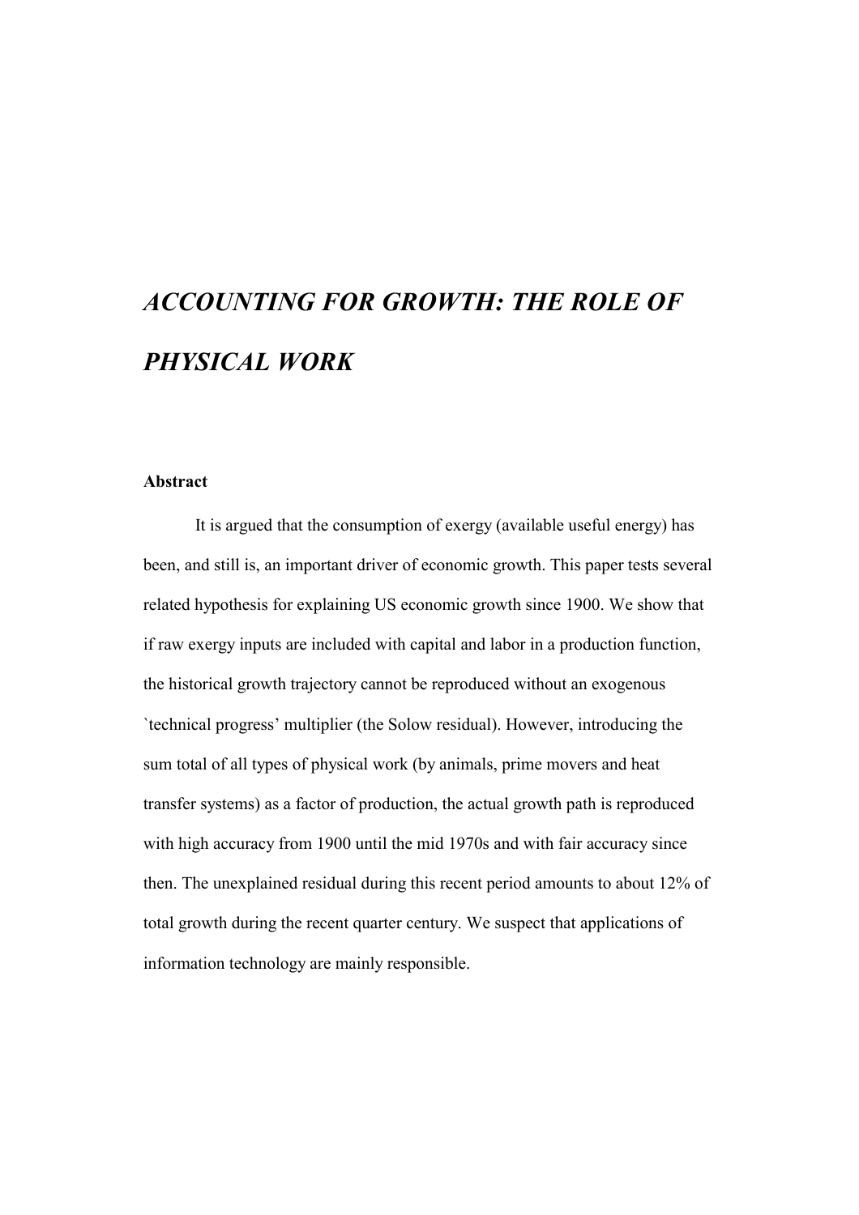# *ACCOUNTING FOR GROWTH: THE ROLE OF PHYSICAL WORK*

**Abstract**

It is argued that the consumption of exergy (available useful energy) has been, and still is, an important driver of economic growth. This paper tests several related hypothesis for explaining US economic growth since 1900. We show that if raw exergy inputs are included with capital and labor in a production function, the historical growth trajectory cannot be reproduced without an exogenous `technical progress' multiplier (the Solow residual). However, introducing the sum total of all types of physical work (by animals, prime movers and heat transfer systems) as a factor of production, the actual growth path is reproduced with high accuracy from 1900 until the mid 1970s and with fair accuracy since then. The unexplained residual during this recent period amounts to about 12% of total growth during the recent quarter century. We suspect that applications of information technology are mainly responsible.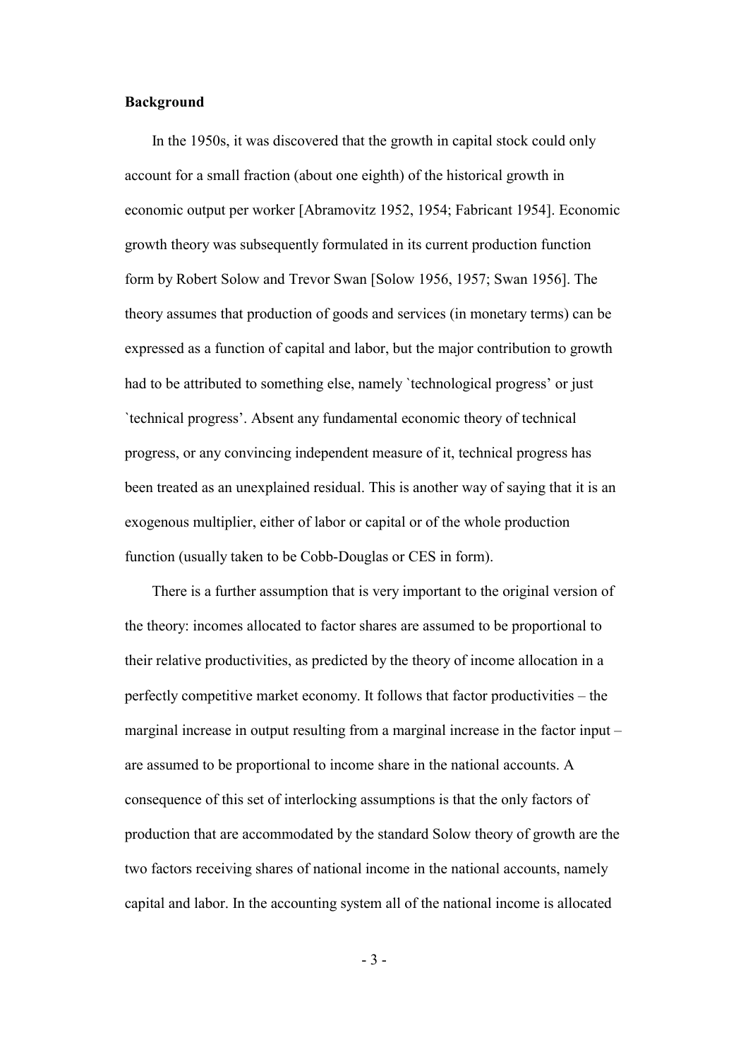**Background**

In the 1950s, it was discovered that the growth in capital stock could only account for a small fraction (about one eighth) of the historical growth in economic output per worker [Abramovitz 1952, 1954; Fabricant 1954]. Economic growth theory was subsequently formulated in its current production function form by Robert Solow and Trevor Swan [Solow 1956, 1957; Swan 1956]. The theory assumes that production of goods and services (in monetary terms) can be expressed as a function of capital and labor, but the major contribution to growth had to be attributed to something else, namely `technological progress' or just `technical progress'. Absent any fundamental economic theory of technical progress, or any convincing independent measure of it, technical progress has been treated as an unexplained residual. This is another way of saying that it is an exogenous multiplier, either of labor or capital or of the whole production function (usually taken to be Cobb-Douglas or CES in form).

There is a further assumption that is very important to the original version of the theory: incomes allocated to factor shares are assumed to be proportional to their relative productivities, as predicted by the theory of income allocation in a perfectly competitive market economy. It follows that factor productivities – the marginal increase in output resulting from a marginal increase in the factor input – are assumed to be proportional to income share in the national accounts. A consequence of this set of interlocking assumptions is that the only factors of production that are accommodated by the standard Solow theory of growth are the two factors receiving shares of national income in the national accounts, namely capital and labor. In the accounting system all of the national income is allocated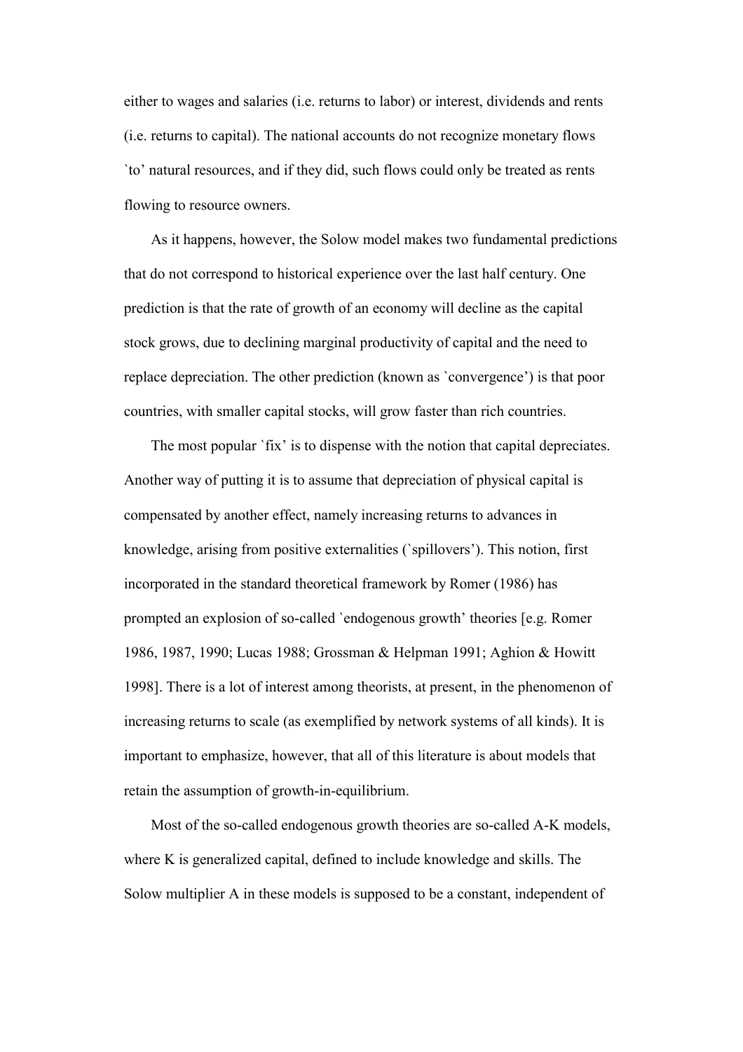either to wages and salaries (i.e. returns to labor) or interest, dividends and rents (i.e. returns to capital). The national accounts do not recognize monetary flows `to' natural resources, and if they did, such flows could only be treated as rents flowing to resource owners.

As it happens, however, the Solow model makes two fundamental predictions that do not correspond to historical experience over the last half century. One prediction is that the rate of growth of an economy will decline as the capital stock grows, due to declining marginal productivity of capital and the need to replace depreciation. The other prediction (known as `convergence') is that poor countries, with smaller capital stocks, will grow faster than rich countries.

The most popular `fix' is to dispense with the notion that capital depreciates. Another way of putting it is to assume that depreciation of physical capital is compensated by another effect, namely increasing returns to advances in knowledge, arising from positive externalities (`spillovers'). This notion, first incorporated in the standard theoretical framework by Romer (1986) has prompted an explosion of so-called `endogenous growth' theories [e.g. Romer 1986, 1987, 1990; Lucas 1988; Grossman & Helpman 1991; Aghion & Howitt 1998]. There is a lot of interest among theorists, at present, in the phenomenon of increasing returns to scale (as exemplified by network systems of all kinds). It is important to emphasize, however, that all of this literature is about models that retain the assumption of growth-in-equilibrium.

Most of the so-called endogenous growth theories are so-called A-K models, where K is generalized capital, defined to include knowledge and skills. The Solow multiplier A in these models is supposed to be a constant, independent of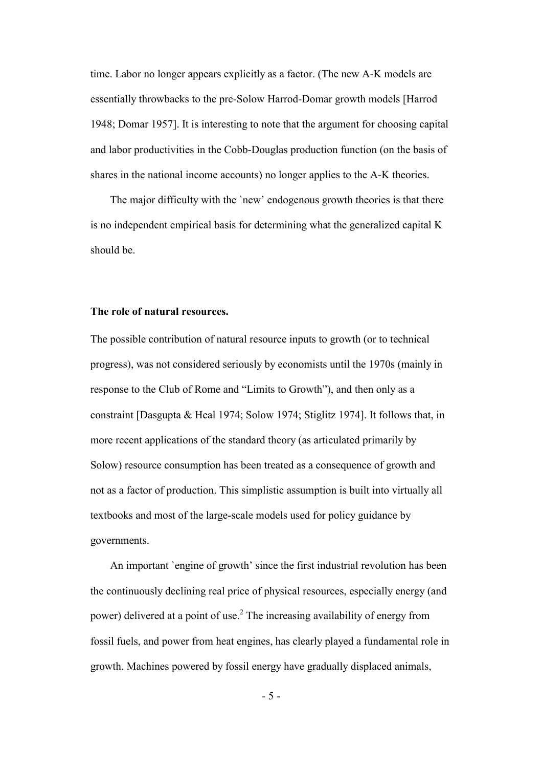time. Labor no longer appears explicitly as a factor. (The new A-K models are essentially throwbacks to the pre-Solow Harrod-Domar growth models [Harrod 1948; Domar 1957]. It is interesting to note that the argument for choosing capital and labor productivities in the Cobb-Douglas production function (on the basis of shares in the national income accounts) no longer applies to the A-K theories.

The major difficulty with the `new' endogenous growth theories is that there is no independent empirical basis for determining what the generalized capital K should be.

**The role of natural resources.**

The possible contribution of natural resource inputs to growth (or to technical progress), was not considered seriously by economists until the 1970s (mainly in response to the Club of Rome and "Limits to Growth"), and then only as a constraint [Dasgupta & Heal 1974; Solow 1974; Stiglitz 1974]. It follows that, in more recent applications of the standard theory (as articulated primarily by Solow) resource consumption has been treated as a consequence of growth and not as a factor of production. This simplistic assumption is built into virtually all textbooks and most of the large-scale models used for policy guidance by governments.

An important `engine of growth' since the first industrial revolution has been the continuously declining real price of physical resources, especially energy (and power) delivered at a point of use.[2] The increasing availability of energy from fossil fuels, and power from heat engines, has clearly played a fundamental role in growth. Machines powered by fossil energy have gradually displaced animals,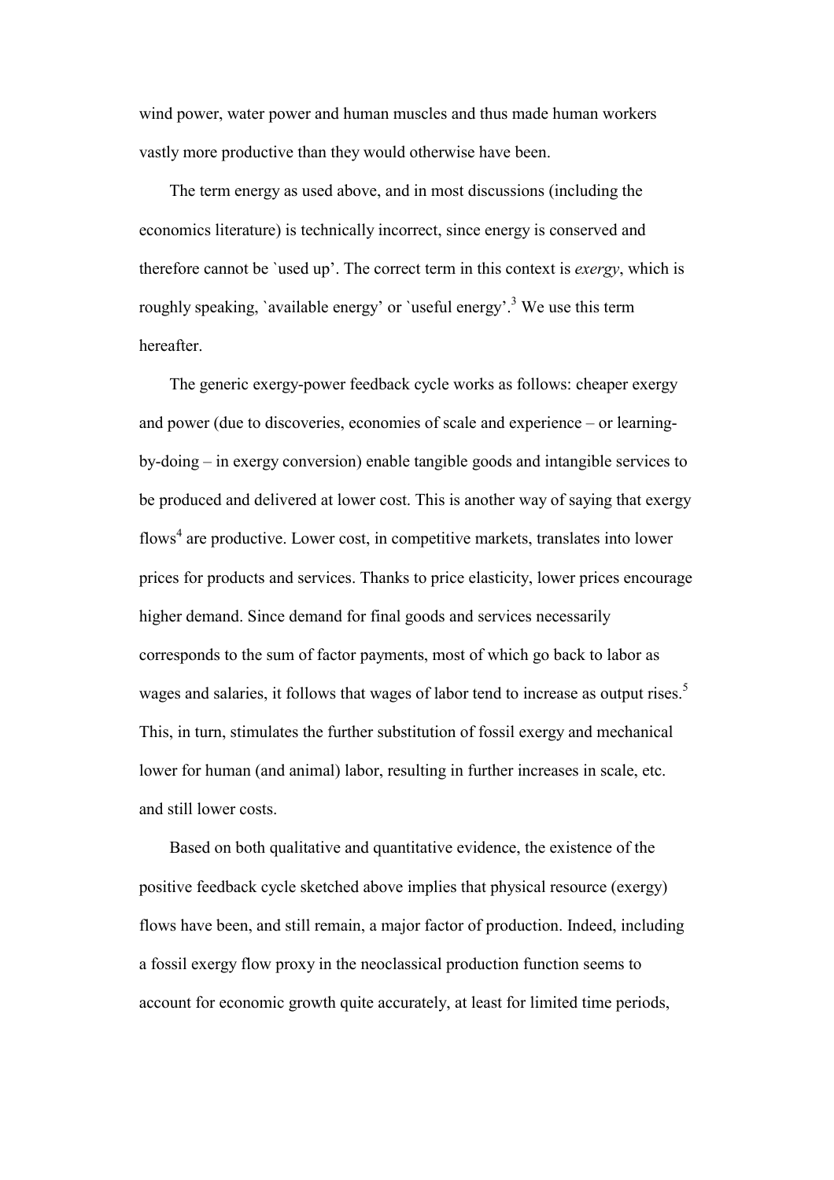wind power, water power and human muscles and thus made human workers vastly more productive than they would otherwise have been.

The term energy as used above, and in most discussions (including the economics literature) is technically incorrect, since energy is conserved and therefore cannot be `used up'. The correct term in this context is *exergy*, which is roughly speaking, `available energy' or `useful energy'.[3] We use this term hereafter.

The generic exergy-power feedback cycle works as follows: cheaper exergy and power (due to discoveries, economies of scale and experience – or learning-by-doing – in exergy conversion) enable tangible goods and intangible services to be produced and delivered at lower cost. This is another way of saying that exergy flows[4] are productive. Lower cost, in competitive markets, translates into lower prices for products and services. Thanks to price elasticity, lower prices encourage higher demand. Since demand for final goods and services necessarily corresponds to the sum of factor payments, most of which go back to labor as wages and salaries, it follows that wages of labor tend to increase as output rises.[5] This, in turn, stimulates the further substitution of fossil exergy and mechanical lower for human (and animal) labor, resulting in further increases in scale, etc. and still lower costs.

Based on both qualitative and quantitative evidence, the existence of the positive feedback cycle sketched above implies that physical resource (exergy) flows have been, and still remain, a major factor of production. Indeed, including a fossil exergy flow proxy in the neoclassical production function seems to account for economic growth quite accurately, at least for limited time periods,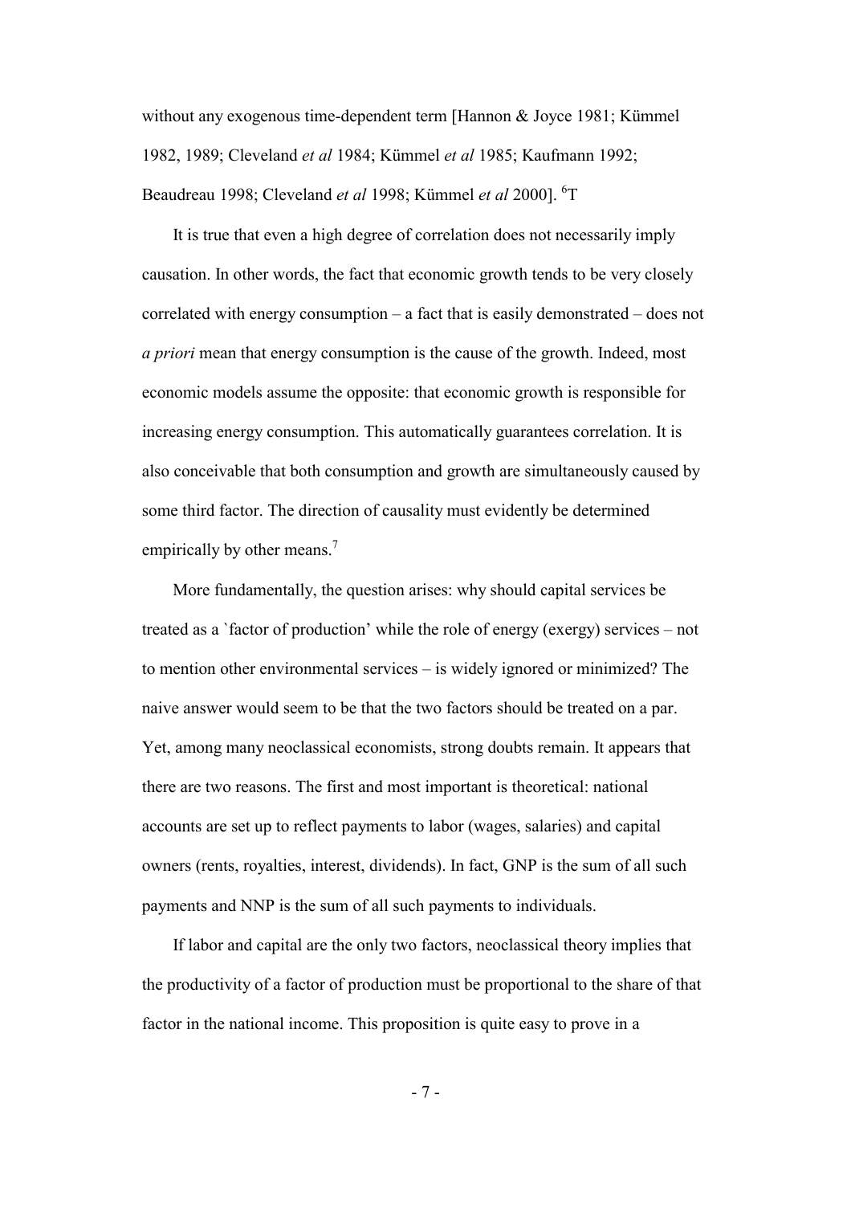without any exogenous time-dependent term [Hannon & Joyce 1981; Kümmel 1982, 1989; Cleveland *et al* 1984; Kümmel *et al* 1985; Kaufmann 1992; Beaudreau 1998; Cleveland *et al* 1998; Kümmel *et al* 2000]. [6]T

It is true that even a high degree of correlation does not necessarily imply causation. In other words, the fact that economic growth tends to be very closely correlated with energy consumption – a fact that is easily demonstrated – does not *a priori* mean that energy consumption is the cause of the growth. Indeed, most economic models assume the opposite: that economic growth is responsible for increasing energy consumption. This automatically guarantees correlation. It is also conceivable that both consumption and growth are simultaneously caused by some third factor. The direction of causality must evidently be determined empirically by other means.[7]

More fundamentally, the question arises: why should capital services be treated as a `factor of production' while the role of energy (exergy) services – not to mention other environmental services – is widely ignored or minimized? The naive answer would seem to be that the two factors should be treated on a par. Yet, among many neoclassical economists, strong doubts remain. It appears that there are two reasons. The first and most important is theoretical: national accounts are set up to reflect payments to labor (wages, salaries) and capital owners (rents, royalties, interest, dividends). In fact, GNP is the sum of all such payments and NNP is the sum of all such payments to individuals.

If labor and capital are the only two factors, neoclassical theory implies that the productivity of a factor of production must be proportional to the share of that factor in the national income. This proposition is quite easy to prove in a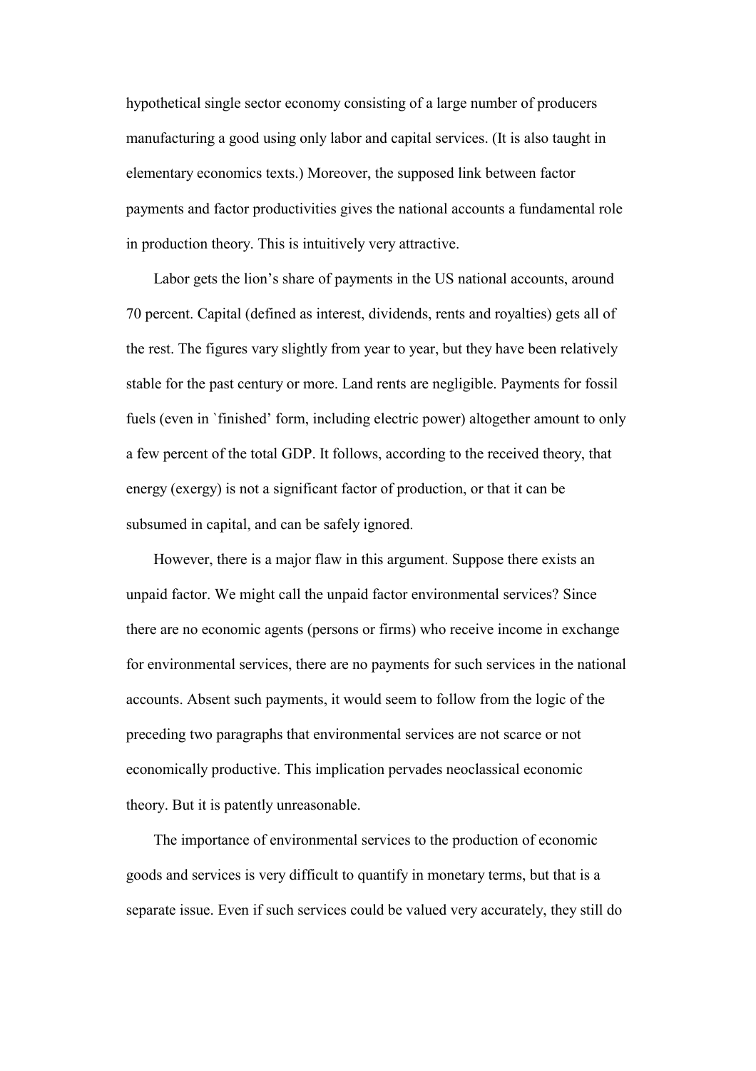hypothetical single sector economy consisting of a large number of producers manufacturing a good using only labor and capital services. (It is also taught in elementary economics texts.) Moreover, the supposed link between factor payments and factor productivities gives the national accounts a fundamental role in production theory. This is intuitively very attractive.

Labor gets the lion's share of payments in the US national accounts, around 70 percent. Capital (defined as interest, dividends, rents and royalties) gets all of the rest. The figures vary slightly from year to year, but they have been relatively stable for the past century or more. Land rents are negligible. Payments for fossil fuels (even in `finished' form, including electric power) altogether amount to only a few percent of the total GDP. It follows, according to the received theory, that energy (exergy) is not a significant factor of production, or that it can be subsumed in capital, and can be safely ignored.

However, there is a major flaw in this argument. Suppose there exists an unpaid factor. We might call the unpaid factor environmental services? Since there are no economic agents (persons or firms) who receive income in exchange for environmental services, there are no payments for such services in the national accounts. Absent such payments, it would seem to follow from the logic of the preceding two paragraphs that environmental services are not scarce or not economically productive. This implication pervades neoclassical economic theory. But it is patently unreasonable.

The importance of environmental services to the production of economic goods and services is very difficult to quantify in monetary terms, but that is a separate issue. Even if such services could be valued very accurately, they still do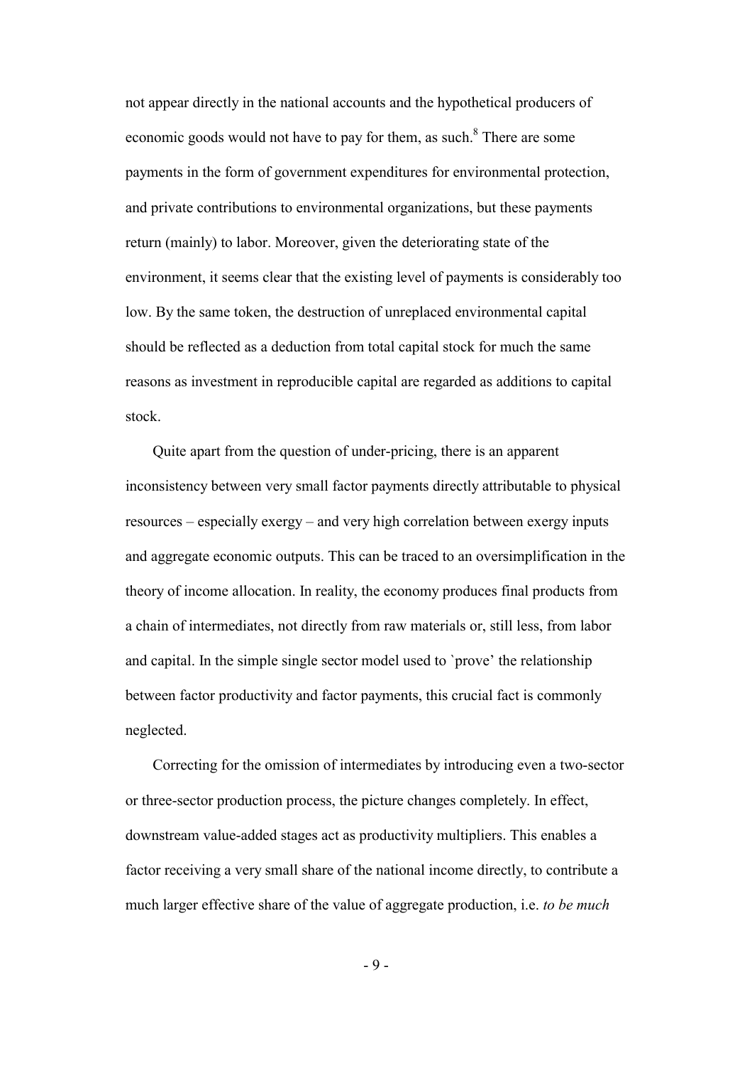not appear directly in the national accounts and the hypothetical producers of economic goods would not have to pay for them, as such.[8] There are some payments in the form of government expenditures for environmental protection, and private contributions to environmental organizations, but these payments return (mainly) to labor. Moreover, given the deteriorating state of the environment, it seems clear that the existing level of payments is considerably too low. By the same token, the destruction of unreplaced environmental capital should be reflected as a deduction from total capital stock for much the same reasons as investment in reproducible capital are regarded as additions to capital stock.

Quite apart from the question of under-pricing, there is an apparent inconsistency between very small factor payments directly attributable to physical resources – especially exergy – and very high correlation between exergy inputs and aggregate economic outputs. This can be traced to an oversimplification in the theory of income allocation. In reality, the economy produces final products from a chain of intermediates, not directly from raw materials or, still less, from labor and capital. In the simple single sector model used to `prove' the relationship between factor productivity and factor payments, this crucial fact is commonly neglected.

Correcting for the omission of intermediates by introducing even a two-sector or three-sector production process, the picture changes completely. In effect, downstream value-added stages act as productivity multipliers. This enables a factor receiving a very small share of the national income directly, to contribute a much larger effective share of the value of aggregate production, i.e. *to be much*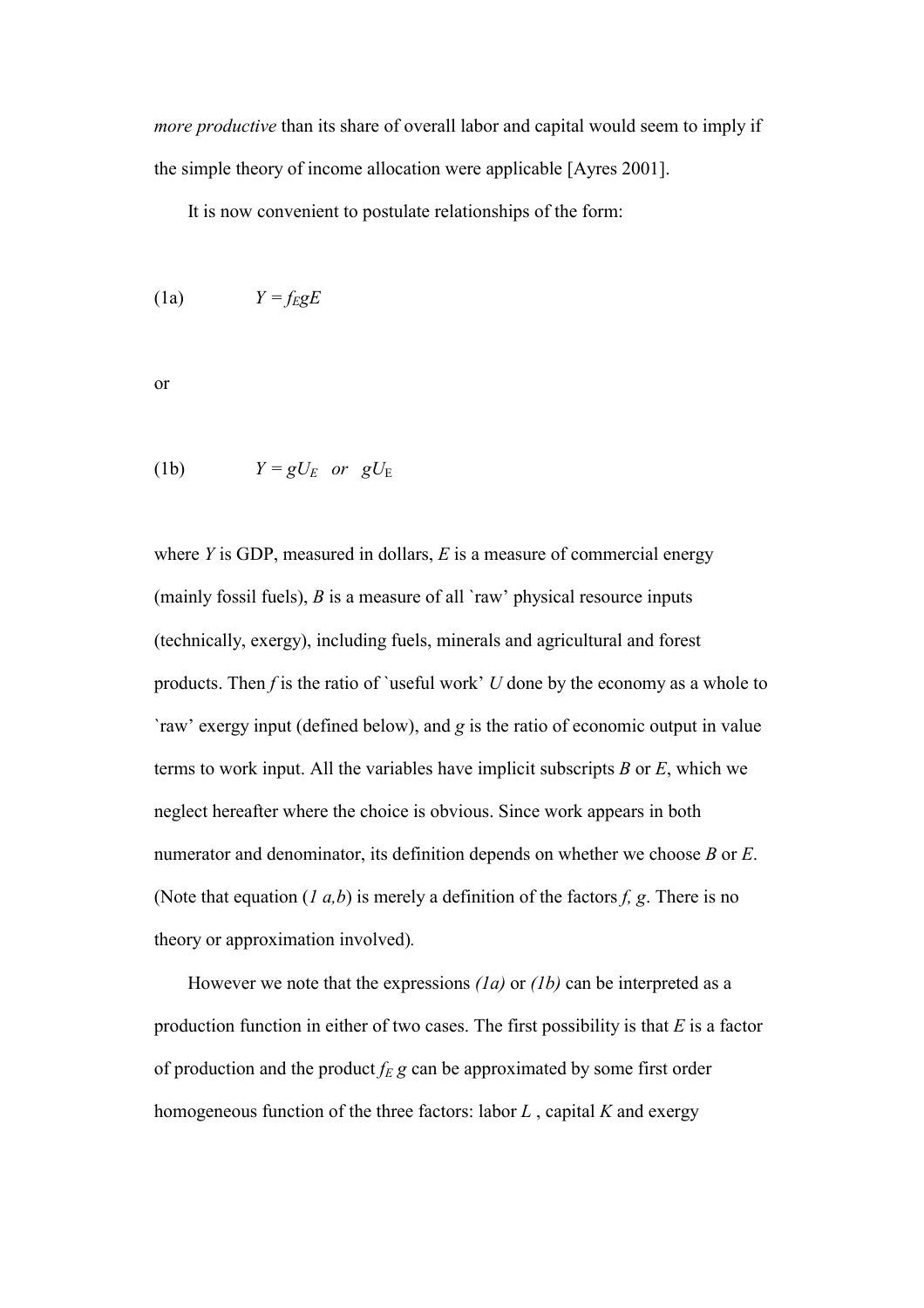*more productive* than its share of overall labor and capital would seem to imply if the simple theory of income allocation were applicable [Ayres 2001].

It is now convenient to postulate relationships of the form:

(1a) $Y = f_E gE$

or

(1b) $Y = gU_E \quad or \quad gU_{\mathrm{E}}$

where $Y$ is GDP, measured in dollars, $E$ is a measure of commercial energy (mainly fossil fuels), $B$ is a measure of all `raw' physical resource inputs (technically, exergy), including fuels, minerals and agricultural and forest products. Then $f$ is the ratio of `useful work' $U$ done by the economy as a whole to `raw' exergy input (defined below), and $g$ is the ratio of economic output in value terms to work input. All the variables have implicit subscripts $B$ or $E$, which we neglect hereafter where the choice is obvious. Since work appears in both numerator and denominator, its definition depends on whether we choose $B$ or $E$. (Note that equation (*1 a,b*) is merely a definition of the factors *f, g*. There is no theory or approximation involved).

However we note that the expressions *(1a)* or *(1b)* can be interpreted as a production function in either of two cases. The first possibility is that $E$ is a factor of production and the product $f_E\, g$ can be approximated by some first order homogeneous function of the three factors: labor $L$ , capital $K$ and exergy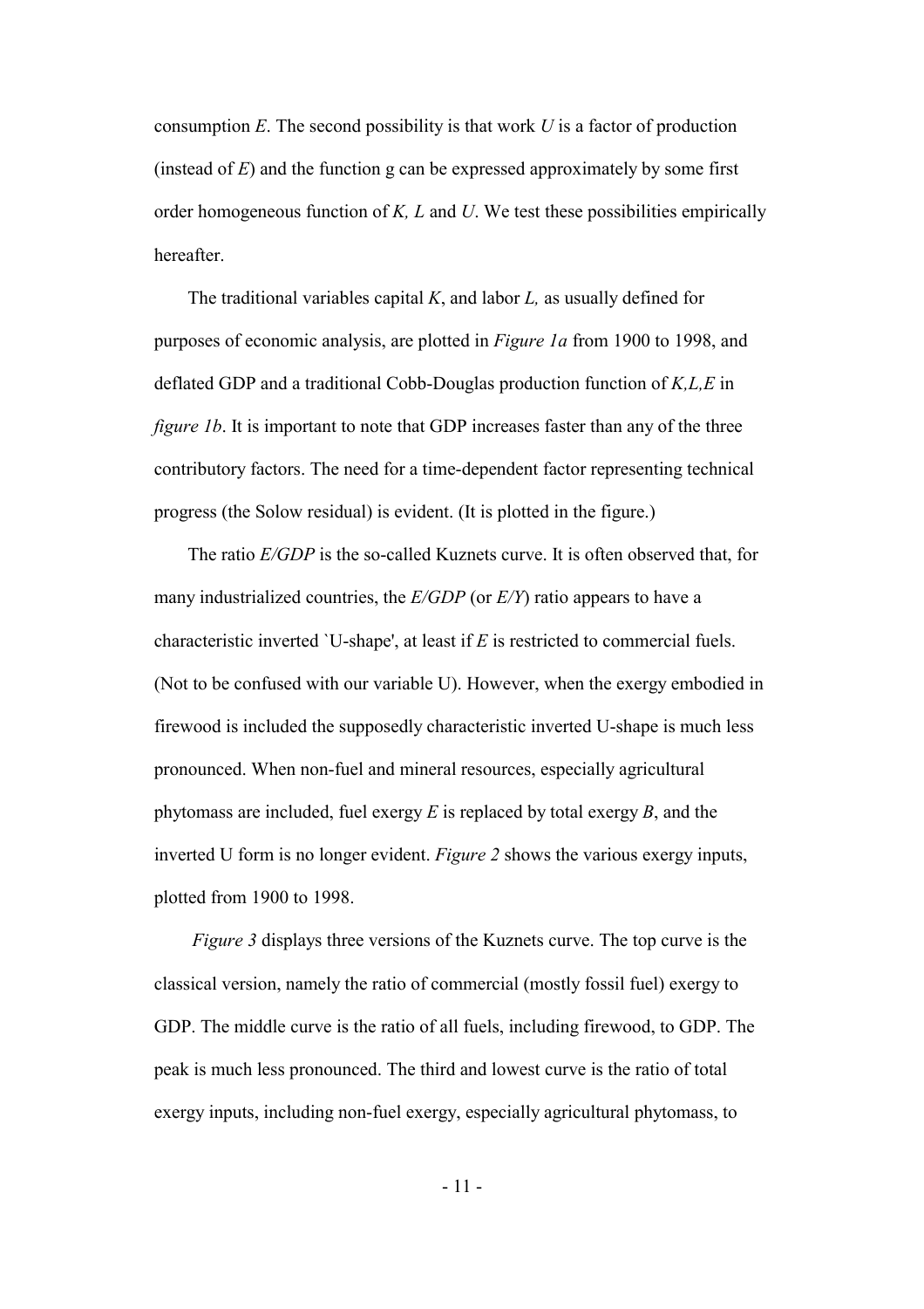consumption $E$. The second possibility is that work $U$ is a factor of production (instead of $E$) and the function g can be expressed approximately by some first order homogeneous function of $K$, $L$ and $U$. We test these possibilities empirically hereafter.

The traditional variables capital $K$, and labor $L$, as usually defined for purposes of economic analysis, are plotted in *Figure 1a* from 1900 to 1998, and deflated GDP and a traditional Cobb-Douglas production function of $K,L,E$ in *figure 1b*. It is important to note that GDP increases faster than any of the three contributory factors. The need for a time-dependent factor representing technical progress (the Solow residual) is evident. (It is plotted in the figure.)

The ratio $E/GDP$ is the so-called Kuznets curve. It is often observed that, for many industrialized countries, the $E/GDP$ (or $E/Y$) ratio appears to have a characteristic inverted `U-shape', at least if $E$ is restricted to commercial fuels. (Not to be confused with our variable U). However, when the exergy embodied in firewood is included the supposedly characteristic inverted U-shape is much less pronounced. When non-fuel and mineral resources, especially agricultural phytomass are included, fuel exergy $E$ is replaced by total exergy $B$, and the inverted U form is no longer evident. *Figure 2* shows the various exergy inputs, plotted from 1900 to 1998.

*Figure 3* displays three versions of the Kuznets curve. The top curve is the classical version, namely the ratio of commercial (mostly fossil fuel) exergy to GDP. The middle curve is the ratio of all fuels, including firewood, to GDP. The peak is much less pronounced. The third and lowest curve is the ratio of total exergy inputs, including non-fuel exergy, especially agricultural phytomass, to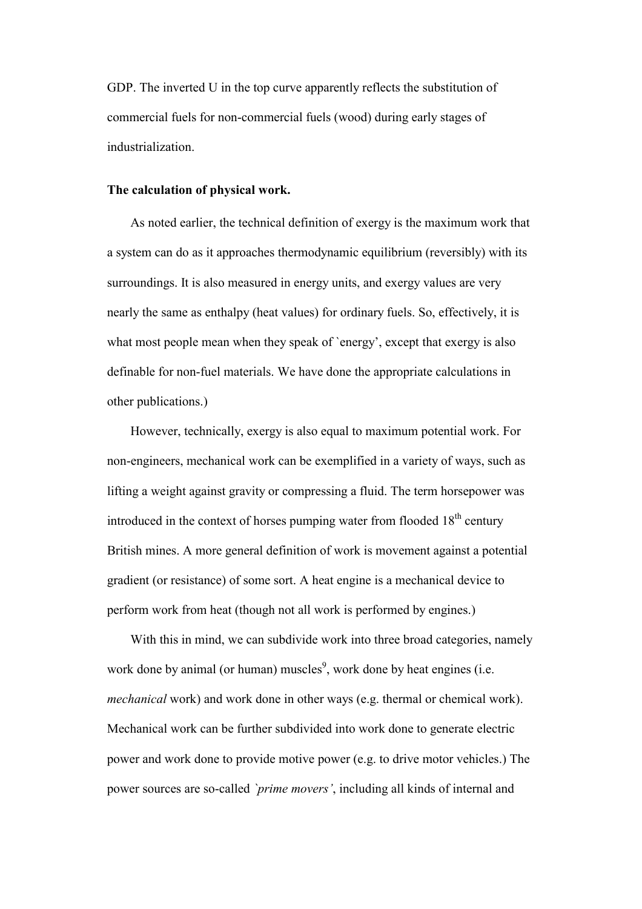GDP. The inverted U in the top curve apparently reflects the substitution of commercial fuels for non-commercial fuels (wood) during early stages of industrialization.

**The calculation of physical work.**

As noted earlier, the technical definition of exergy is the maximum work that a system can do as it approaches thermodynamic equilibrium (reversibly) with its surroundings. It is also measured in energy units, and exergy values are very nearly the same as enthalpy (heat values) for ordinary fuels. So, effectively, it is what most people mean when they speak of `energy', except that exergy is also definable for non-fuel materials. We have done the appropriate calculations in other publications.)

However, technically, exergy is also equal to maximum potential work. For non-engineers, mechanical work can be exemplified in a variety of ways, such as lifting a weight against gravity or compressing a fluid. The term horsepower was introduced in the context of horses pumping water from flooded 18th century British mines. A more general definition of work is movement against a potential gradient (or resistance) of some sort. A heat engine is a mechanical device to perform work from heat (though not all work is performed by engines.)

With this in mind, we can subdivide work into three broad categories, namely work done by animal (or human) muscles[9], work done by heat engines (i.e. *mechanical* work) and work done in other ways (e.g. thermal or chemical work). Mechanical work can be further subdivided into work done to generate electric power and work done to provide motive power (e.g. to drive motor vehicles.) The power sources are so-called *`prime movers'*, including all kinds of internal and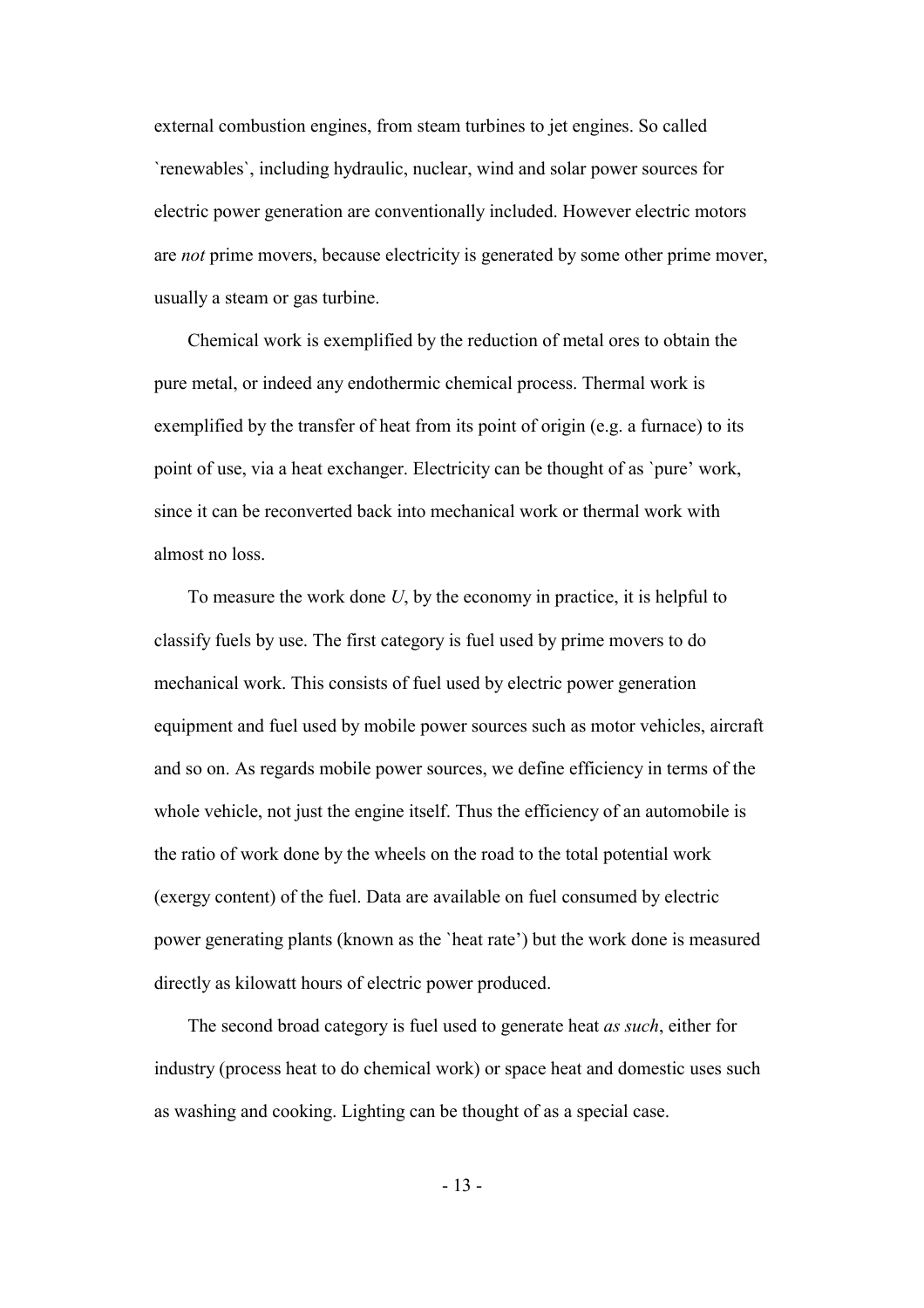external combustion engines, from steam turbines to jet engines. So called `renewables`, including hydraulic, nuclear, wind and solar power sources for electric power generation are conventionally included. However electric motors are *not* prime movers, because electricity is generated by some other prime mover, usually a steam or gas turbine.

Chemical work is exemplified by the reduction of metal ores to obtain the pure metal, or indeed any endothermic chemical process. Thermal work is exemplified by the transfer of heat from its point of origin (e.g. a furnace) to its point of use, via a heat exchanger. Electricity can be thought of as `pure' work, since it can be reconverted back into mechanical work or thermal work with almost no loss.

To measure the work done $U$, by the economy in practice, it is helpful to classify fuels by use. The first category is fuel used by prime movers to do mechanical work. This consists of fuel used by electric power generation equipment and fuel used by mobile power sources such as motor vehicles, aircraft and so on. As regards mobile power sources, we define efficiency in terms of the whole vehicle, not just the engine itself. Thus the efficiency of an automobile is the ratio of work done by the wheels on the road to the total potential work (exergy content) of the fuel. Data are available on fuel consumed by electric power generating plants (known as the `heat rate') but the work done is measured directly as kilowatt hours of electric power produced.

The second broad category is fuel used to generate heat *as such*, either for industry (process heat to do chemical work) or space heat and domestic uses such as washing and cooking. Lighting can be thought of as a special case.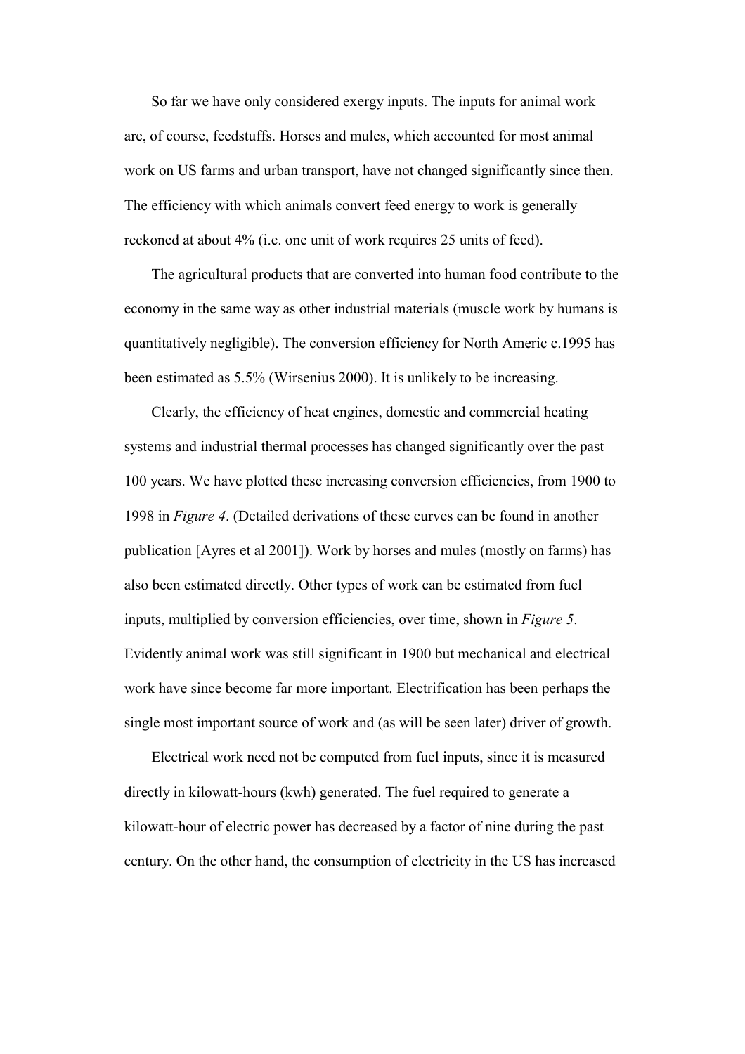So far we have only considered exergy inputs. The inputs for animal work are, of course, feedstuffs. Horses and mules, which accounted for most animal work on US farms and urban transport, have not changed significantly since then. The efficiency with which animals convert feed energy to work is generally reckoned at about 4% (i.e. one unit of work requires 25 units of feed).

The agricultural products that are converted into human food contribute to the economy in the same way as other industrial materials (muscle work by humans is quantitatively negligible). The conversion efficiency for North Americ c.1995 has been estimated as 5.5% (Wirsenius 2000). It is unlikely to be increasing.

Clearly, the efficiency of heat engines, domestic and commercial heating systems and industrial thermal processes has changed significantly over the past 100 years. We have plotted these increasing conversion efficiencies, from 1900 to 1998 in *Figure 4*. (Detailed derivations of these curves can be found in another publication [Ayres et al 2001]). Work by horses and mules (mostly on farms) has also been estimated directly. Other types of work can be estimated from fuel inputs, multiplied by conversion efficiencies, over time, shown in *Figure 5*. Evidently animal work was still significant in 1900 but mechanical and electrical work have since become far more important. Electrification has been perhaps the single most important source of work and (as will be seen later) driver of growth.

Electrical work need not be computed from fuel inputs, since it is measured directly in kilowatt-hours (kwh) generated. The fuel required to generate a kilowatt-hour of electric power has decreased by a factor of nine during the past century. On the other hand, the consumption of electricity in the US has increased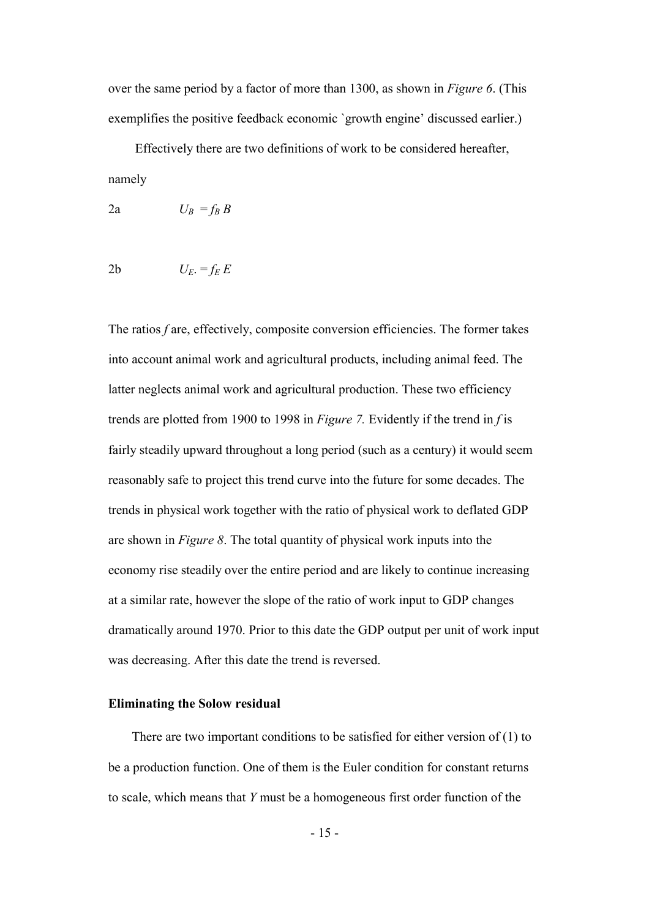over the same period by a factor of more than 1300, as shown in *Figure 6*. (This exemplifies the positive feedback economic `growth engine' discussed earlier.)

Effectively there are two definitions of work to be considered hereafter, namely

2a $\quad U_B = f_B B$

2b $\quad U_{E.} = f_E E$

The ratios $f$ are, effectively, composite conversion efficiencies. The former takes into account animal work and agricultural products, including animal feed. The latter neglects animal work and agricultural production. These two efficiency trends are plotted from 1900 to 1998 in *Figure 7.* Evidently if the trend in $f$ is fairly steadily upward throughout a long period (such as a century) it would seem reasonably safe to project this trend curve into the future for some decades. The trends in physical work together with the ratio of physical work to deflated GDP are shown in *Figure 8*. The total quantity of physical work inputs into the economy rise steadily over the entire period and are likely to continue increasing at a similar rate, however the slope of the ratio of work input to GDP changes dramatically around 1970. Prior to this date the GDP output per unit of work input was decreasing. After this date the trend is reversed.

**Eliminating the Solow residual**

There are two important conditions to be satisfied for either version of (1) to be a production function. One of them is the Euler condition for constant returns to scale, which means that $Y$ must be a homogeneous first order function of the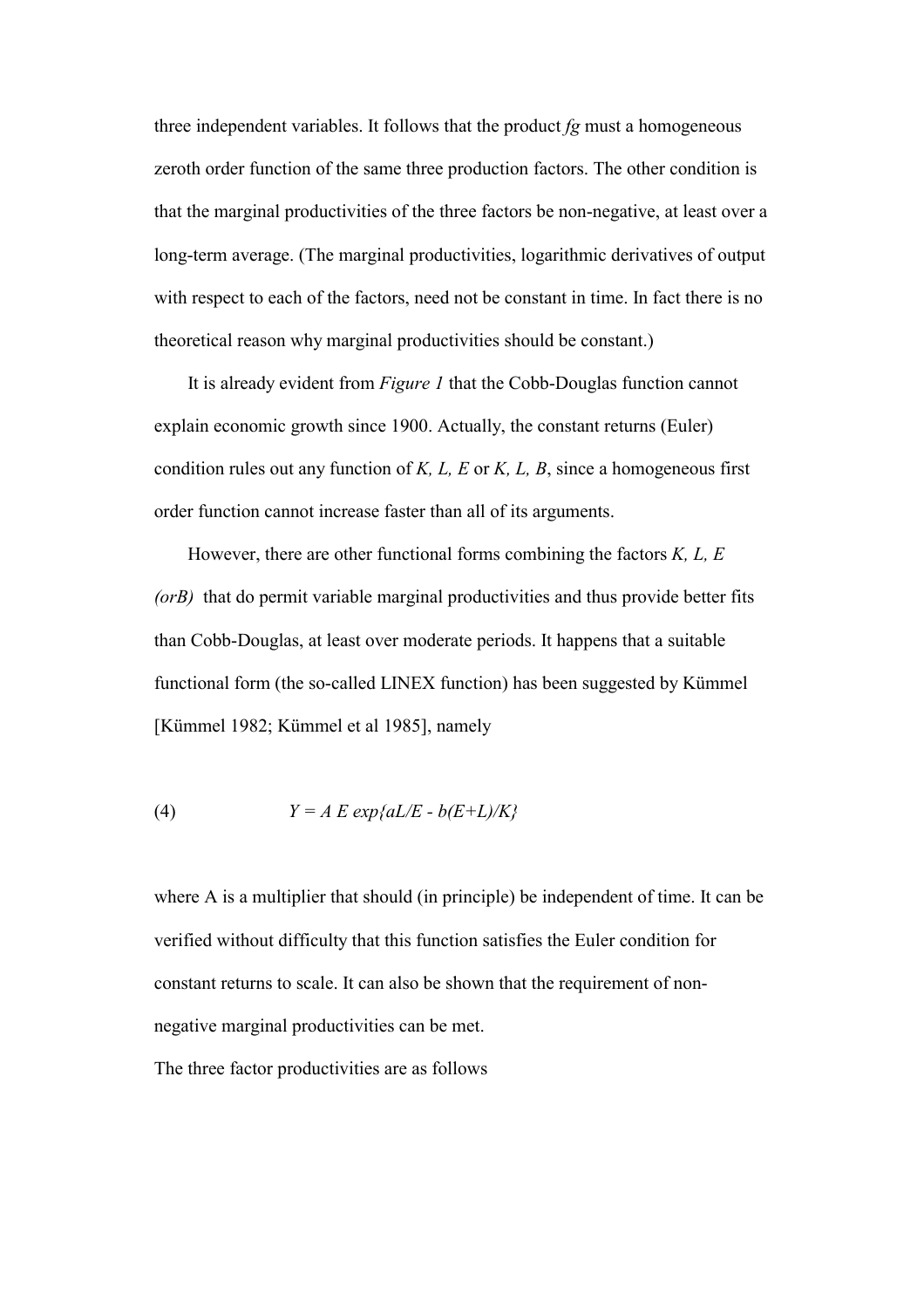three independent variables. It follows that the product *fg* must a homogeneous zeroth order function of the same three production factors. The other condition is that the marginal productivities of the three factors be non-negative, at least over a long-term average. (The marginal productivities, logarithmic derivatives of output with respect to each of the factors, need not be constant in time. In fact there is no theoretical reason why marginal productivities should be constant.)

It is already evident from *Figure 1* that the Cobb-Douglas function cannot explain economic growth since 1900. Actually, the constant returns (Euler) condition rules out any function of *K, L, E* or *K, L, B*, since a homogeneous first order function cannot increase faster than all of its arguments.

However, there are other functional forms combining the factors *K, L, E (orB)* that do permit variable marginal productivities and thus provide better fits than Cobb-Douglas, at least over moderate periods. It happens that a suitable functional form (the so-called LINEX function) has been suggested by Kümmel [Kümmel 1982; Kümmel et al 1985], namely

$$Y = A\, E\, \exp\{aL/E - b(E+L)/K\} \tag{4}$$

where A is a multiplier that should (in principle) be independent of time. It can be verified without difficulty that this function satisfies the Euler condition for constant returns to scale. It can also be shown that the requirement of non-negative marginal productivities can be met.

The three factor productivities are as follows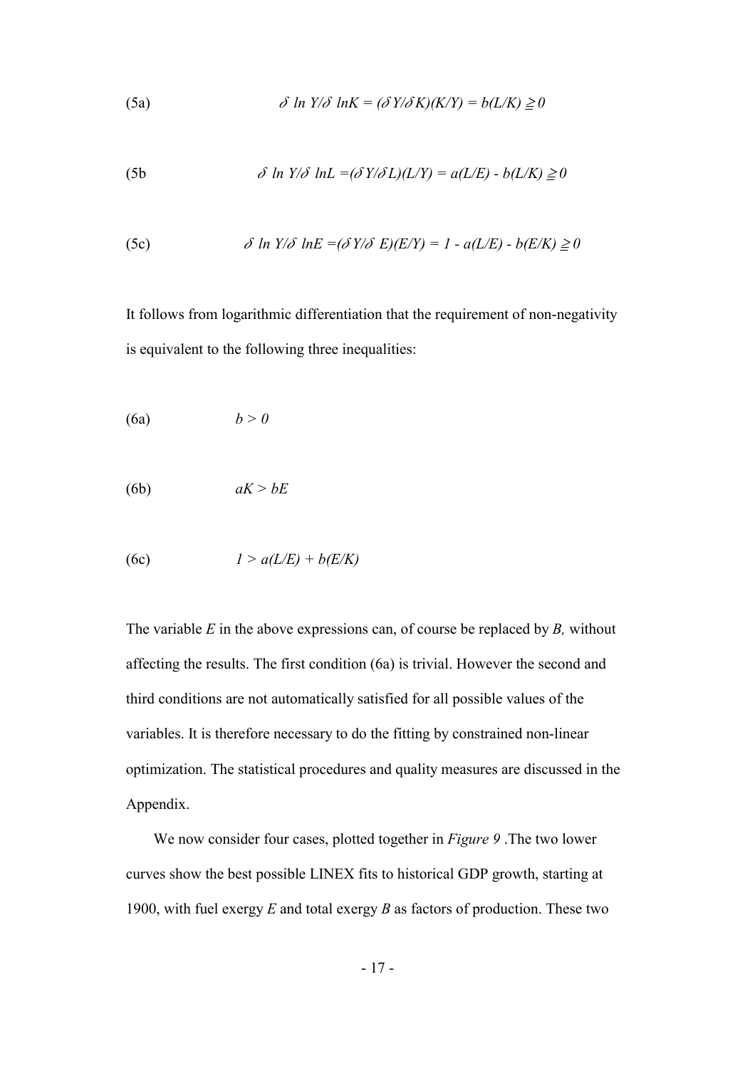(5a) $$\delta \ln Y/\delta \ln K = (\delta Y/\delta K)(K/Y) = b(L/K) \geqq 0$$

(5b $$\delta \ln Y/\delta \ln L = (\delta Y/\delta L)(L/Y) = a(L/E) - b(L/K) \geqq 0$$

(5c) $$\delta \ln Y/\delta \ln E = (\delta Y/\delta E)(E/Y) = 1 - a(L/E) - b(E/K) \geqq 0$$

It follows from logarithmic differentiation that the requirement of non-negativity is equivalent to the following three inequalities:

(6a) $$b > 0$$

(6b) $$aK > bE$$

(6c) $$1 > a(L/E) + b(E/K)$$

The variable $E$ in the above expressions can, of course be replaced by $B$, without affecting the results. The first condition (6a) is trivial. However the second and third conditions are not automatically satisfied for all possible values of the variables. It is therefore necessary to do the fitting by constrained non-linear optimization. The statistical procedures and quality measures are discussed in the Appendix.

We now consider four cases, plotted together in *Figure 9* .The two lower curves show the best possible LINEX fits to historical GDP growth, starting at 1900, with fuel exergy $E$ and total exergy $B$ as factors of production. These two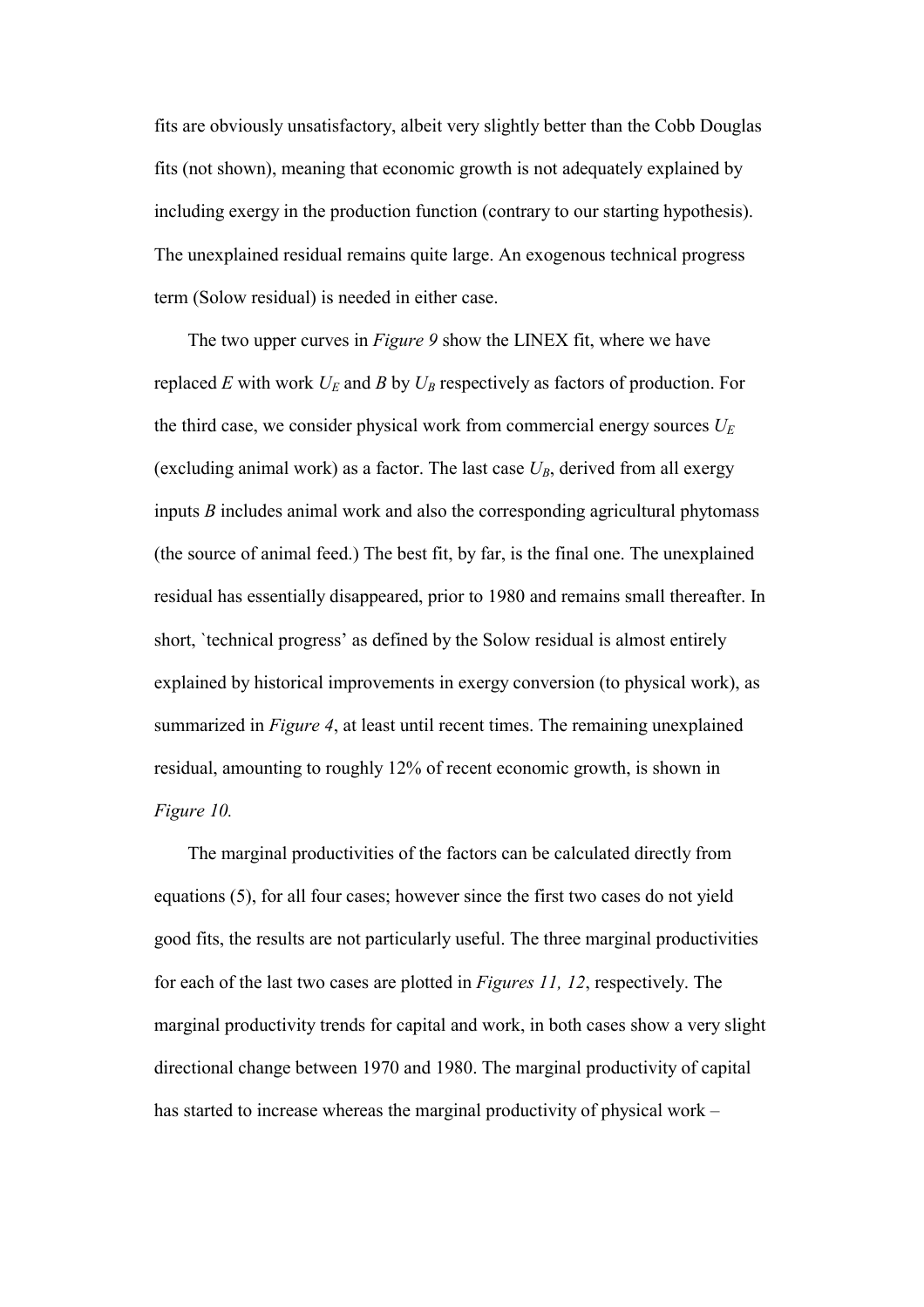fits are obviously unsatisfactory, albeit very slightly better than the Cobb Douglas fits (not shown), meaning that economic growth is not adequately explained by including exergy in the production function (contrary to our starting hypothesis). The unexplained residual remains quite large. An exogenous technical progress term (Solow residual) is needed in either case.

The two upper curves in *Figure 9* show the LINEX fit, where we have replaced $E$ with work $U_E$ and $B$ by $U_B$ respectively as factors of production. For the third case, we consider physical work from commercial energy sources $U_E$ (excluding animal work) as a factor. The last case $U_B$, derived from all exergy inputs $B$ includes animal work and also the corresponding agricultural phytomass (the source of animal feed.) The best fit, by far, is the final one. The unexplained residual has essentially disappeared, prior to 1980 and remains small thereafter. In short, `technical progress' as defined by the Solow residual is almost entirely explained by historical improvements in exergy conversion (to physical work), as summarized in *Figure 4*, at least until recent times. The remaining unexplained residual, amounting to roughly 12% of recent economic growth, is shown in *Figure 10.*

The marginal productivities of the factors can be calculated directly from equations (5), for all four cases; however since the first two cases do not yield good fits, the results are not particularly useful. The three marginal productivities for each of the last two cases are plotted in *Figures 11, 12*, respectively. The marginal productivity trends for capital and work, in both cases show a very slight directional change between 1970 and 1980. The marginal productivity of capital has started to increase whereas the marginal productivity of physical work –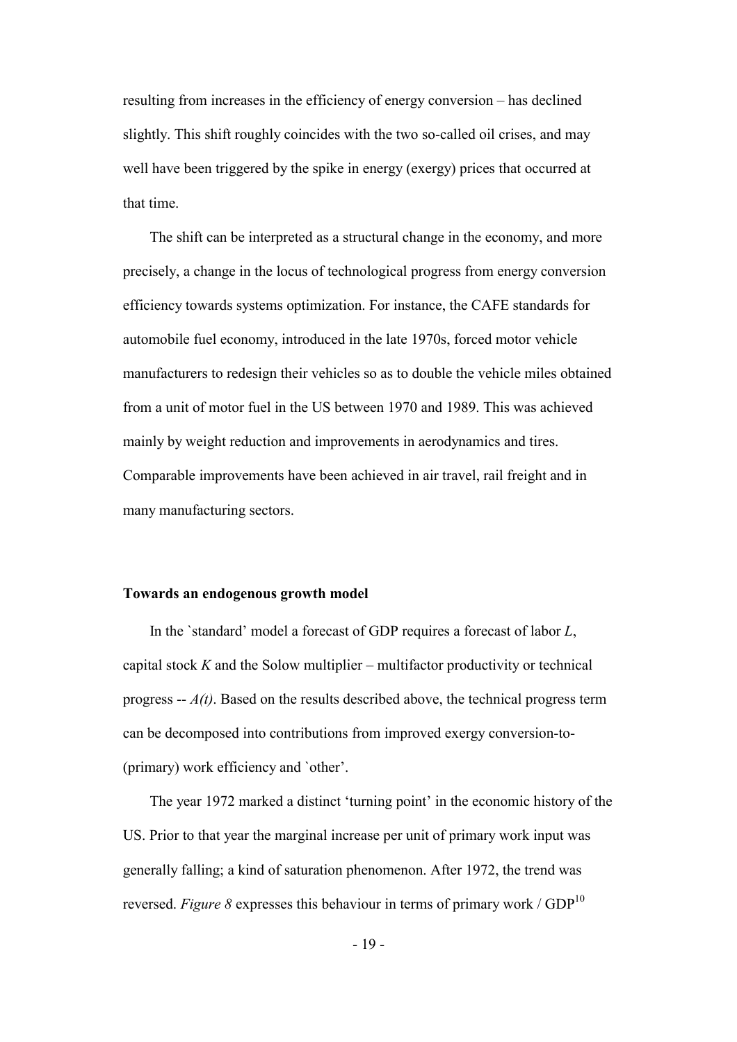resulting from increases in the efficiency of energy conversion – has declined slightly. This shift roughly coincides with the two so-called oil crises, and may well have been triggered by the spike in energy (exergy) prices that occurred at that time.

The shift can be interpreted as a structural change in the economy, and more precisely, a change in the locus of technological progress from energy conversion efficiency towards systems optimization. For instance, the CAFE standards for automobile fuel economy, introduced in the late 1970s, forced motor vehicle manufacturers to redesign their vehicles so as to double the vehicle miles obtained from a unit of motor fuel in the US between 1970 and 1989. This was achieved mainly by weight reduction and improvements in aerodynamics and tires. Comparable improvements have been achieved in air travel, rail freight and in many manufacturing sectors.

**Towards an endogenous growth model**

In the `standard' model a forecast of GDP requires a forecast of labor $L$, capital stock $K$ and the Solow multiplier – multifactor productivity or technical progress -- $A(t)$. Based on the results described above, the technical progress term can be decomposed into contributions from improved exergy conversion-to-(primary) work efficiency and `other'.

The year 1972 marked a distinct 'turning point' in the economic history of the US. Prior to that year the marginal increase per unit of primary work input was generally falling; a kind of saturation phenomenon. After 1972, the trend was reversed. *Figure 8* expresses this behaviour in terms of primary work / GDP[10]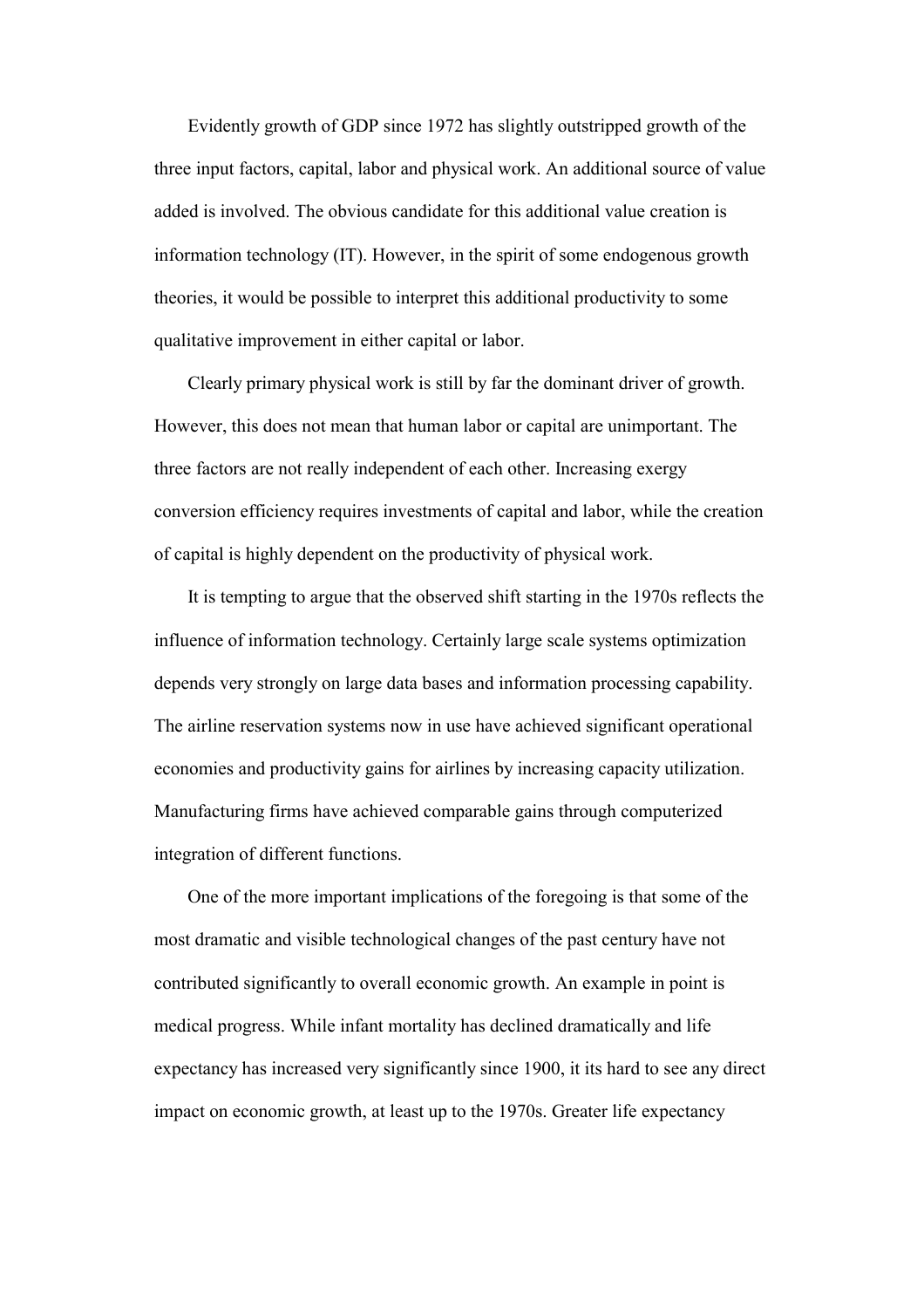Evidently growth of GDP since 1972 has slightly outstripped growth of the three input factors, capital, labor and physical work. An additional source of value added is involved. The obvious candidate for this additional value creation is information technology (IT). However, in the spirit of some endogenous growth theories, it would be possible to interpret this additional productivity to some qualitative improvement in either capital or labor.

Clearly primary physical work is still by far the dominant driver of growth. However, this does not mean that human labor or capital are unimportant. The three factors are not really independent of each other. Increasing exergy conversion efficiency requires investments of capital and labor, while the creation of capital is highly dependent on the productivity of physical work.

It is tempting to argue that the observed shift starting in the 1970s reflects the influence of information technology. Certainly large scale systems optimization depends very strongly on large data bases and information processing capability. The airline reservation systems now in use have achieved significant operational economies and productivity gains for airlines by increasing capacity utilization. Manufacturing firms have achieved comparable gains through computerized integration of different functions.

One of the more important implications of the foregoing is that some of the most dramatic and visible technological changes of the past century have not contributed significantly to overall economic growth. An example in point is medical progress. While infant mortality has declined dramatically and life expectancy has increased very significantly since 1900, it its hard to see any direct impact on economic growth, at least up to the 1970s. Greater life expectancy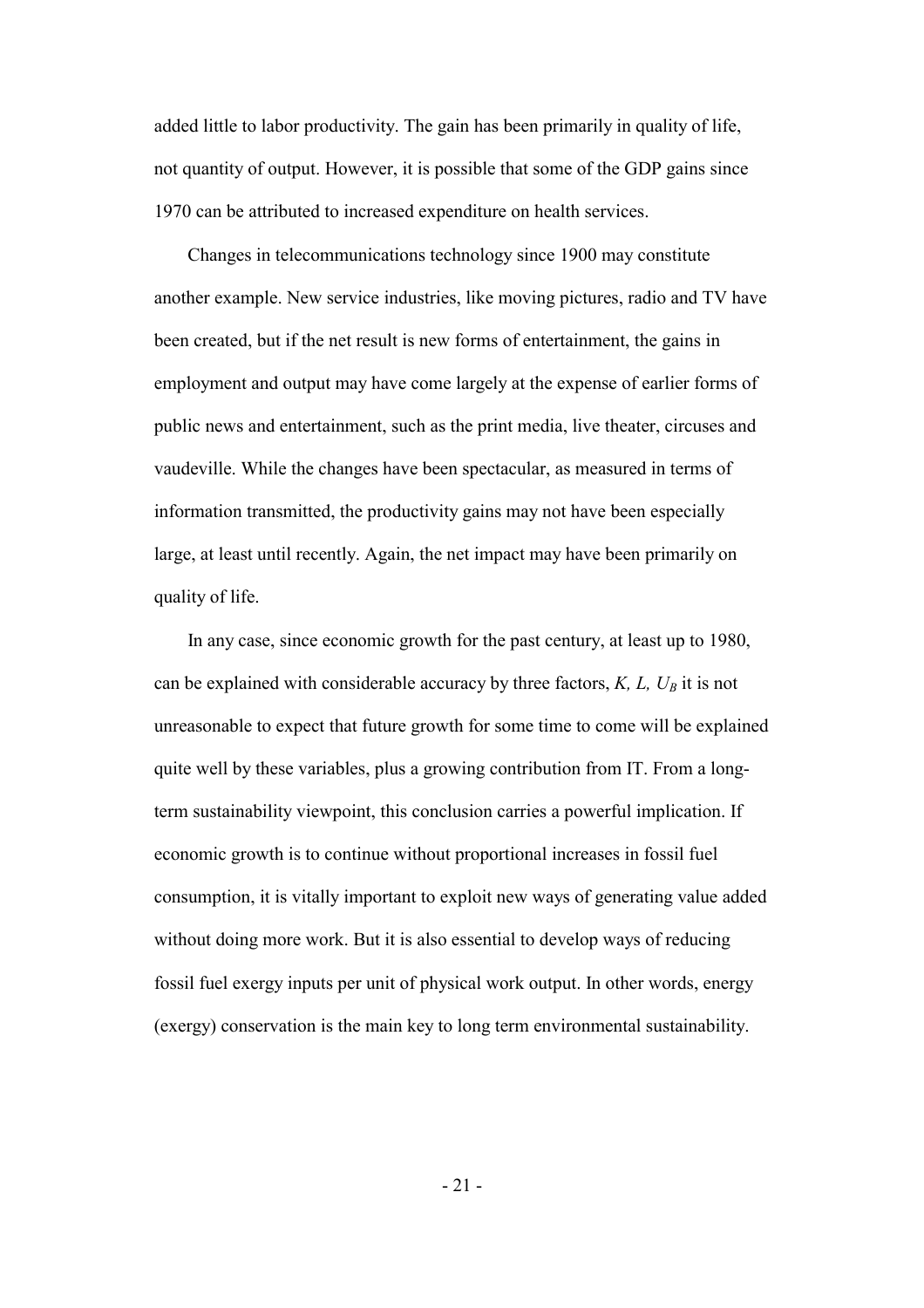added little to labor productivity. The gain has been primarily in quality of life, not quantity of output. However, it is possible that some of the GDP gains since 1970 can be attributed to increased expenditure on health services.

Changes in telecommunications technology since 1900 may constitute another example. New service industries, like moving pictures, radio and TV have been created, but if the net result is new forms of entertainment, the gains in employment and output may have come largely at the expense of earlier forms of public news and entertainment, such as the print media, live theater, circuses and vaudeville. While the changes have been spectacular, as measured in terms of information transmitted, the productivity gains may not have been especially large, at least until recently. Again, the net impact may have been primarily on quality of life.

In any case, since economic growth for the past century, at least up to 1980, can be explained with considerable accuracy by three factors, $K$, $L$, $U_B$ it is not unreasonable to expect that future growth for some time to come will be explained quite well by these variables, plus a growing contribution from IT. From a long-term sustainability viewpoint, this conclusion carries a powerful implication. If economic growth is to continue without proportional increases in fossil fuel consumption, it is vitally important to exploit new ways of generating value added without doing more work. But it is also essential to develop ways of reducing fossil fuel exergy inputs per unit of physical work output. In other words, energy (exergy) conservation is the main key to long term environmental sustainability.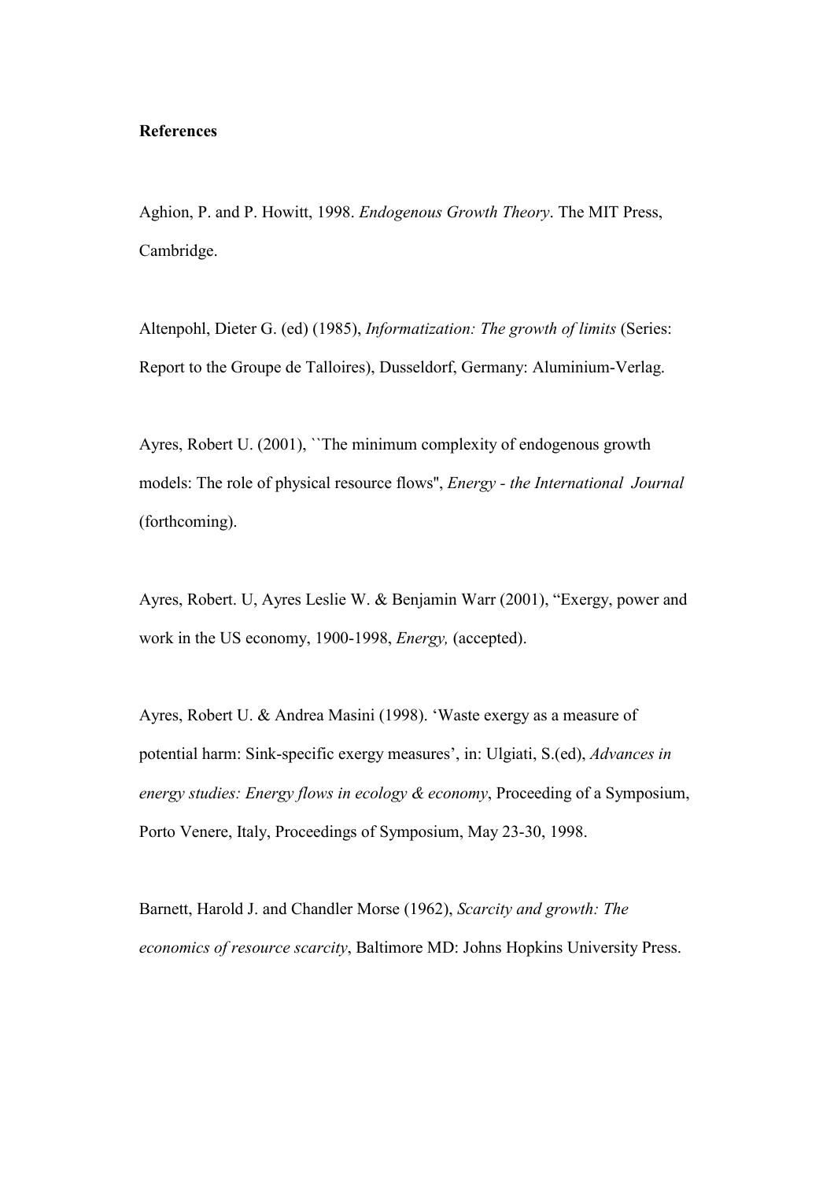**References**

Aghion, P. and P. Howitt, 1998. *Endogenous Growth Theory*. The MIT Press, Cambridge.

Altenpohl, Dieter G. (ed) (1985), *Informatization: The growth of limits* (Series: Report to the Groupe de Talloires), Dusseldorf, Germany: Aluminium-Verlag.

Ayres, Robert U. (2001), ``The minimum complexity of endogenous growth models: The role of physical resource flows'', *Energy - the International Journal* (forthcoming).

Ayres, Robert. U, Ayres Leslie W. & Benjamin Warr (2001), "Exergy, power and work in the US economy, 1900-1998, *Energy,* (accepted).

Ayres, Robert U. & Andrea Masini (1998). 'Waste exergy as a measure of potential harm: Sink-specific exergy measures', in: Ulgiati, S.(ed), *Advances in energy studies: Energy flows in ecology & economy*, Proceeding of a Symposium, Porto Venere, Italy, Proceedings of Symposium, May 23-30, 1998.

Barnett, Harold J. and Chandler Morse (1962), *Scarcity and growth: The economics of resource scarcity*, Baltimore MD: Johns Hopkins University Press.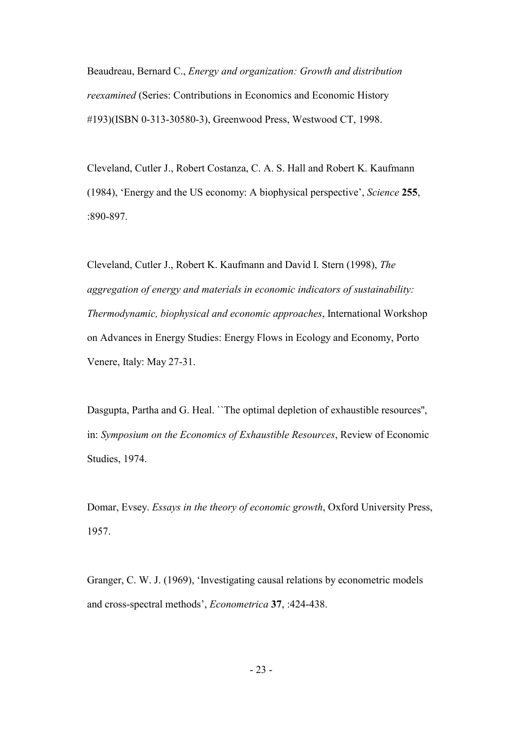Beaudreau, Bernard C., *Energy and organization: Growth and distribution reexamined* (Series: Contributions in Economics and Economic History #193)(ISBN 0-313-30580-3), Greenwood Press, Westwood CT, 1998.

Cleveland, Cutler J., Robert Costanza, C. A. S. Hall and Robert K. Kaufmann (1984), 'Energy and the US economy: A biophysical perspective', *Science* **255**, :890-897.

Cleveland, Cutler J., Robert K. Kaufmann and David I. Stern (1998), *The aggregation of energy and materials in economic indicators of sustainability: Thermodynamic, biophysical and economic approaches*, International Workshop on Advances in Energy Studies: Energy Flows in Ecology and Economy, Porto Venere, Italy: May 27-31.

Dasgupta, Partha and G. Heal. ``The optimal depletion of exhaustible resources'', in: *Symposium on the Economics of Exhaustible Resources*, Review of Economic Studies, 1974.

Domar, Evsey. *Essays in the theory of economic growth*, Oxford University Press, 1957.

Granger, C. W. J. (1969), 'Investigating causal relations by econometric models and cross-spectral methods', *Econometrica* **37**, :424-438.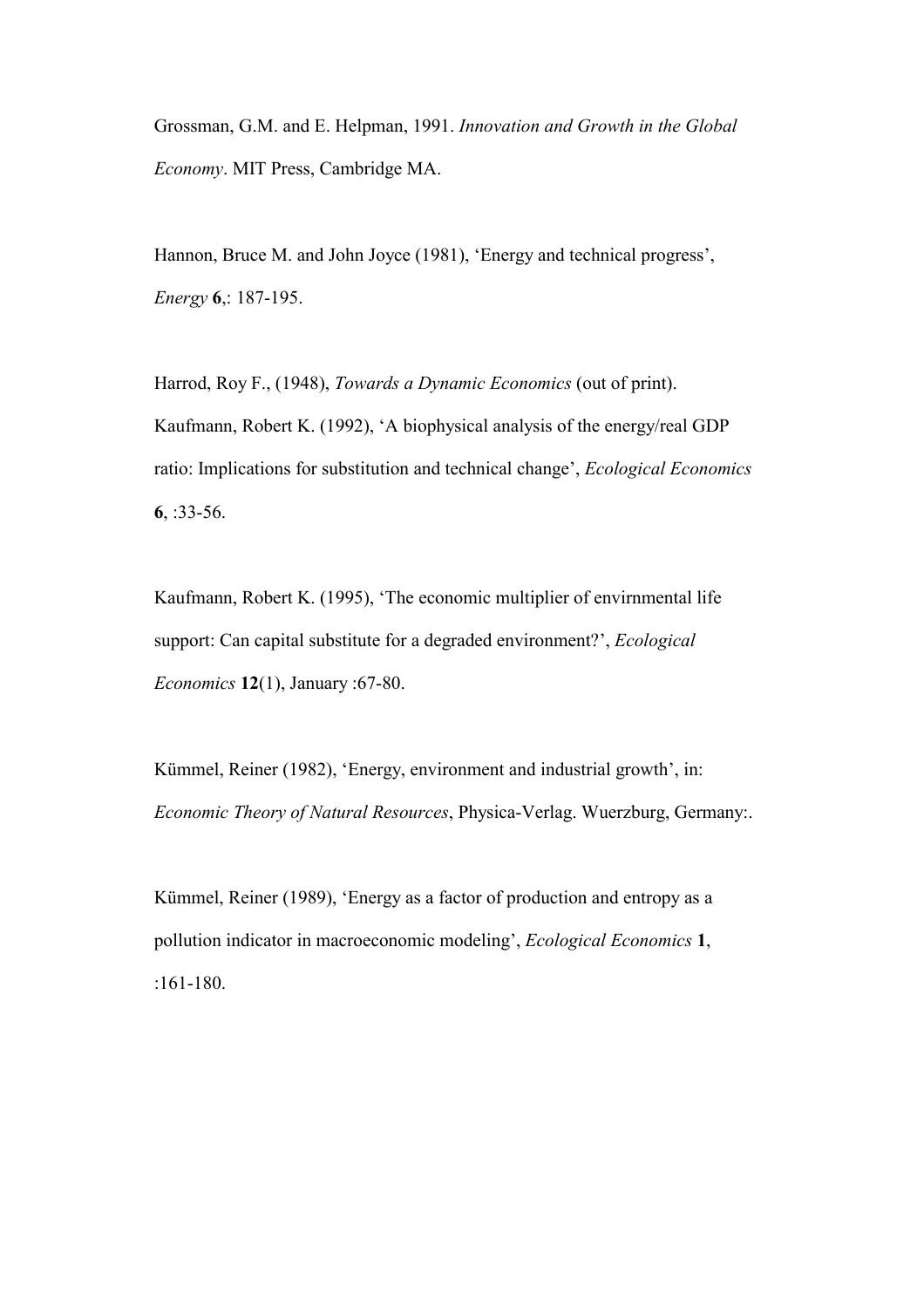Grossman, G.M. and E. Helpman, 1991. *Innovation and Growth in the Global Economy*. MIT Press, Cambridge MA.

Hannon, Bruce M. and John Joyce (1981), 'Energy and technical progress', *Energy* **6**,: 187-195.

Harrod, Roy F., (1948), *Towards a Dynamic Economics* (out of print).
Kaufmann, Robert K. (1992), 'A biophysical analysis of the energy/real GDP ratio: Implications for substitution and technical change', *Ecological Economics* **6**, :33-56.

Kaufmann, Robert K. (1995), 'The economic multiplier of envirnmental life support: Can capital substitute for a degraded environment?', *Ecological Economics* **12**(1), January :67-80.

Kümmel, Reiner (1982), 'Energy, environment and industrial growth', in: *Economic Theory of Natural Resources*, Physica-Verlag. Wuerzburg, Germany:.

Kümmel, Reiner (1989), 'Energy as a factor of production and entropy as a pollution indicator in macroeconomic modeling', *Ecological Economics* **1**, :161-180.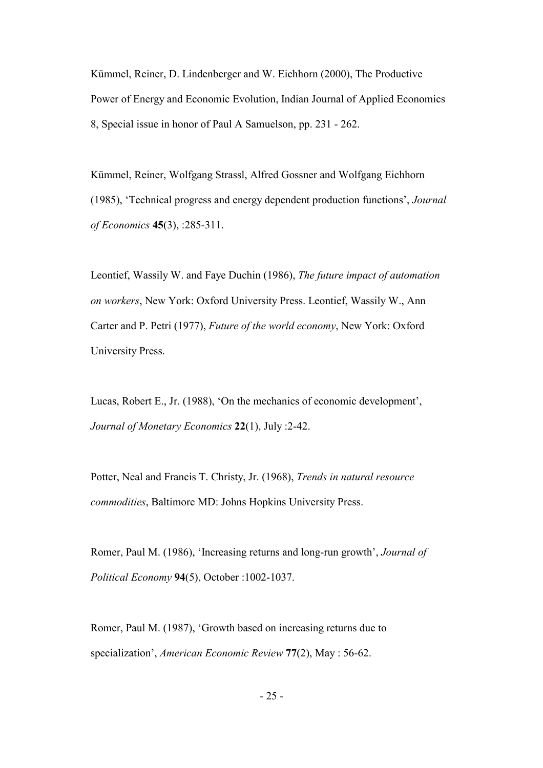Kümmel, Reiner, D. Lindenberger and W. Eichhorn (2000), The Productive Power of Energy and Economic Evolution, Indian Journal of Applied Economics 8, Special issue in honor of Paul A Samuelson, pp. 231 - 262.

Kümmel, Reiner, Wolfgang Strassl, Alfred Gossner and Wolfgang Eichhorn (1985), 'Technical progress and energy dependent production functions', *Journal of Economics* **45**(3), :285-311.

Leontief, Wassily W. and Faye Duchin (1986), *The future impact of automation on workers*, New York: Oxford University Press. Leontief, Wassily W., Ann Carter and P. Petri (1977), *Future of the world economy*, New York: Oxford University Press.

Lucas, Robert E., Jr. (1988), 'On the mechanics of economic development', *Journal of Monetary Economics* **22**(1), July :2-42.

Potter, Neal and Francis T. Christy, Jr. (1968), *Trends in natural resource commodities*, Baltimore MD: Johns Hopkins University Press.

Romer, Paul M. (1986), 'Increasing returns and long-run growth', *Journal of Political Economy* **94**(5), October :1002-1037.

Romer, Paul M. (1987), 'Growth based on increasing returns due to specialization', *American Economic Review* **77**(2), May : 56-62.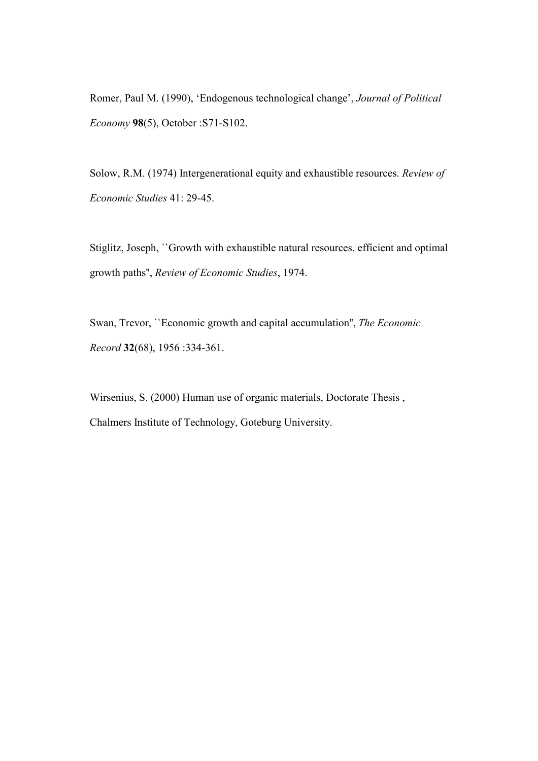Romer, Paul M. (1990), ‘Endogenous technological change’, *Journal of Political Economy* **98**(5), October :S71-S102.

Solow, R.M. (1974) Intergenerational equity and exhaustible resources. *Review of Economic Studies* 41: 29-45.

Stiglitz, Joseph, ``Growth with exhaustible natural resources. efficient and optimal growth paths'', *Review of Economic Studies*, 1974.

Swan, Trevor, ``Economic growth and capital accumulation'', *The Economic Record* **32**(68), 1956 :334-361.

Wirsenius, S. (2000) Human use of organic materials, Doctorate Thesis , Chalmers Institute of Technology, Goteburg University.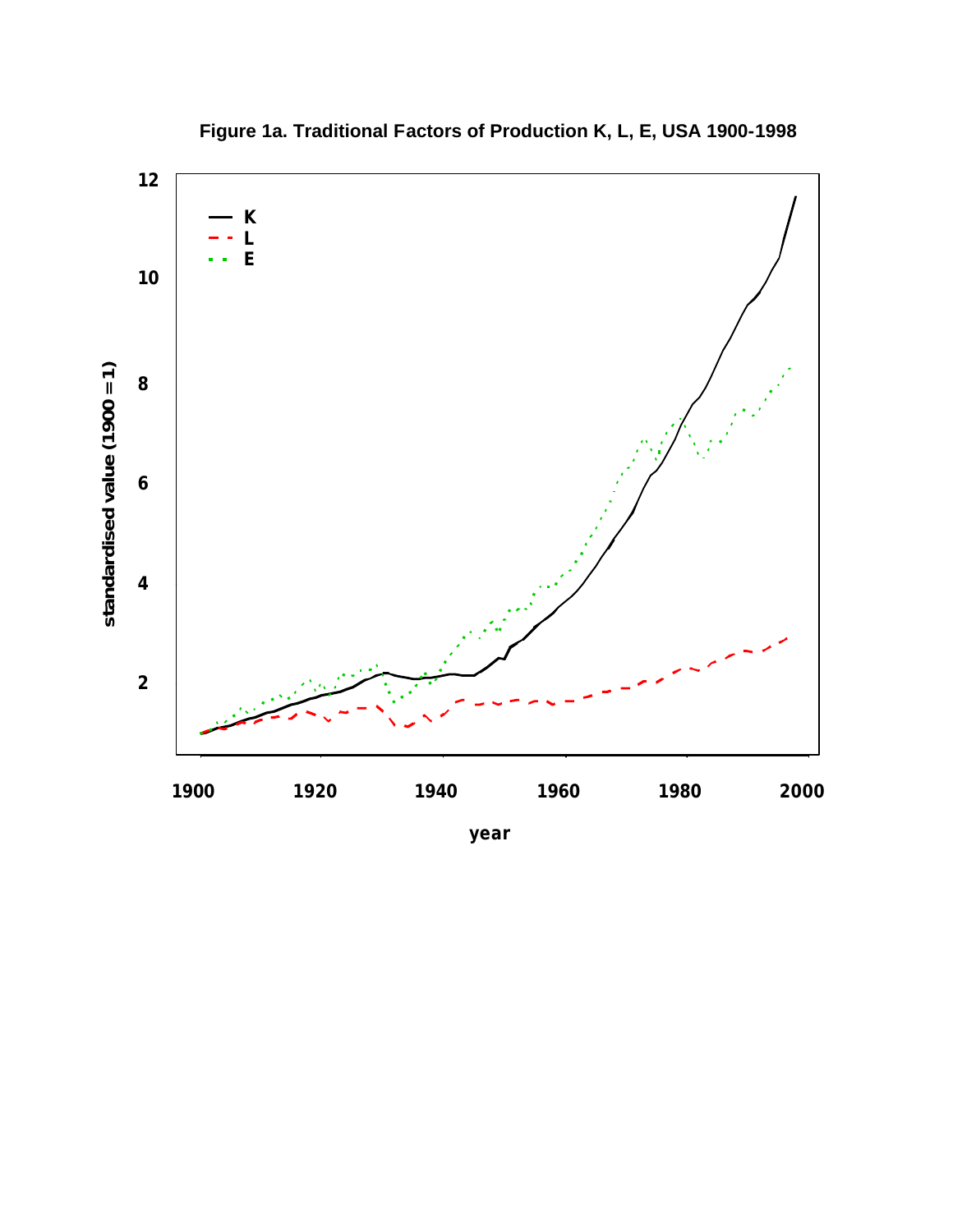**Figure 1a. Traditional Factors of Production K, L, E, USA 1900-1998**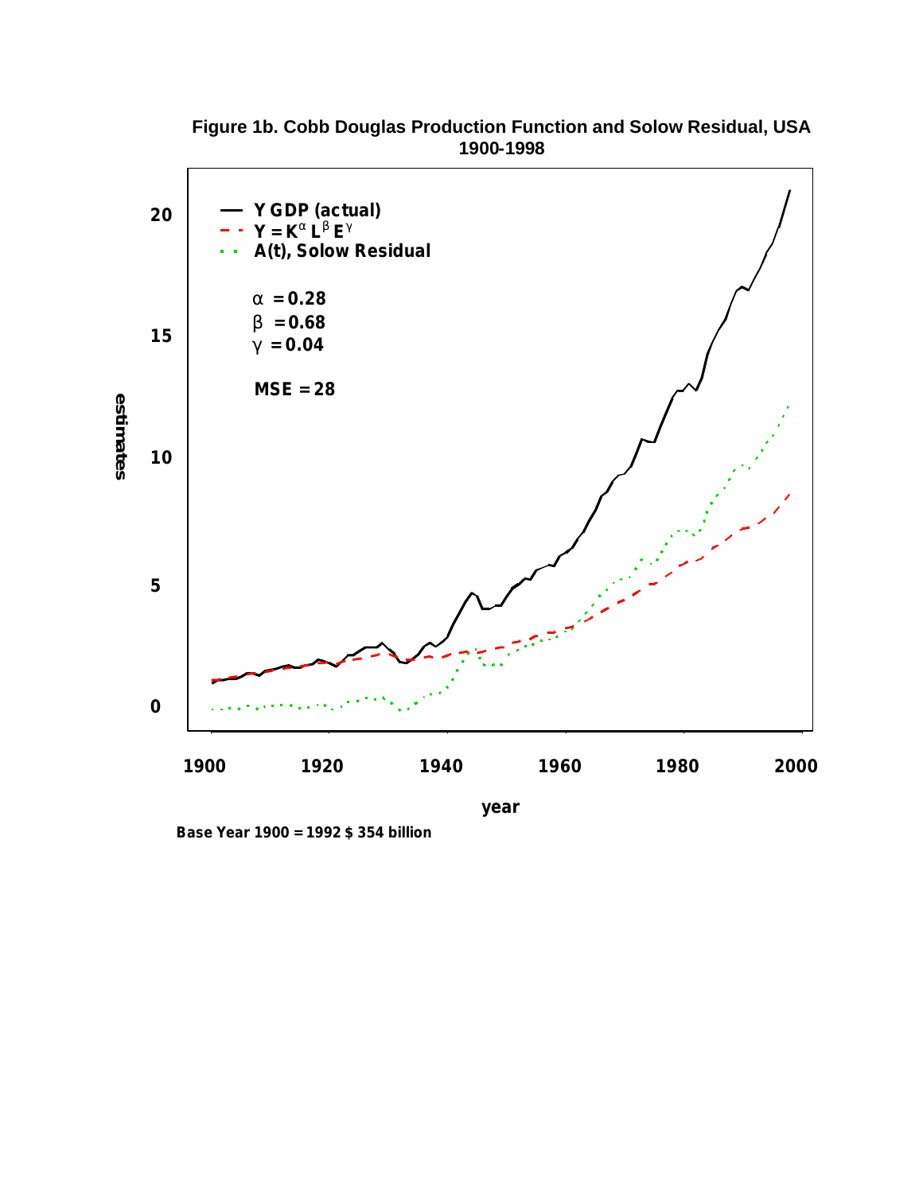**Figure 1b. Cobb Douglas Production Function and Solow Residual, USA 1900-1998**

- Y GDP (actual)
- $Y = K^{\alpha} L^{\beta} E^{\gamma}$
- A(t), Solow Residual

$\alpha = 0.28$

$\beta = 0.68$

$\gamma = 0.04$

MSE = 28

estimates

year

Base Year 1900 = 1992 $ 354 billion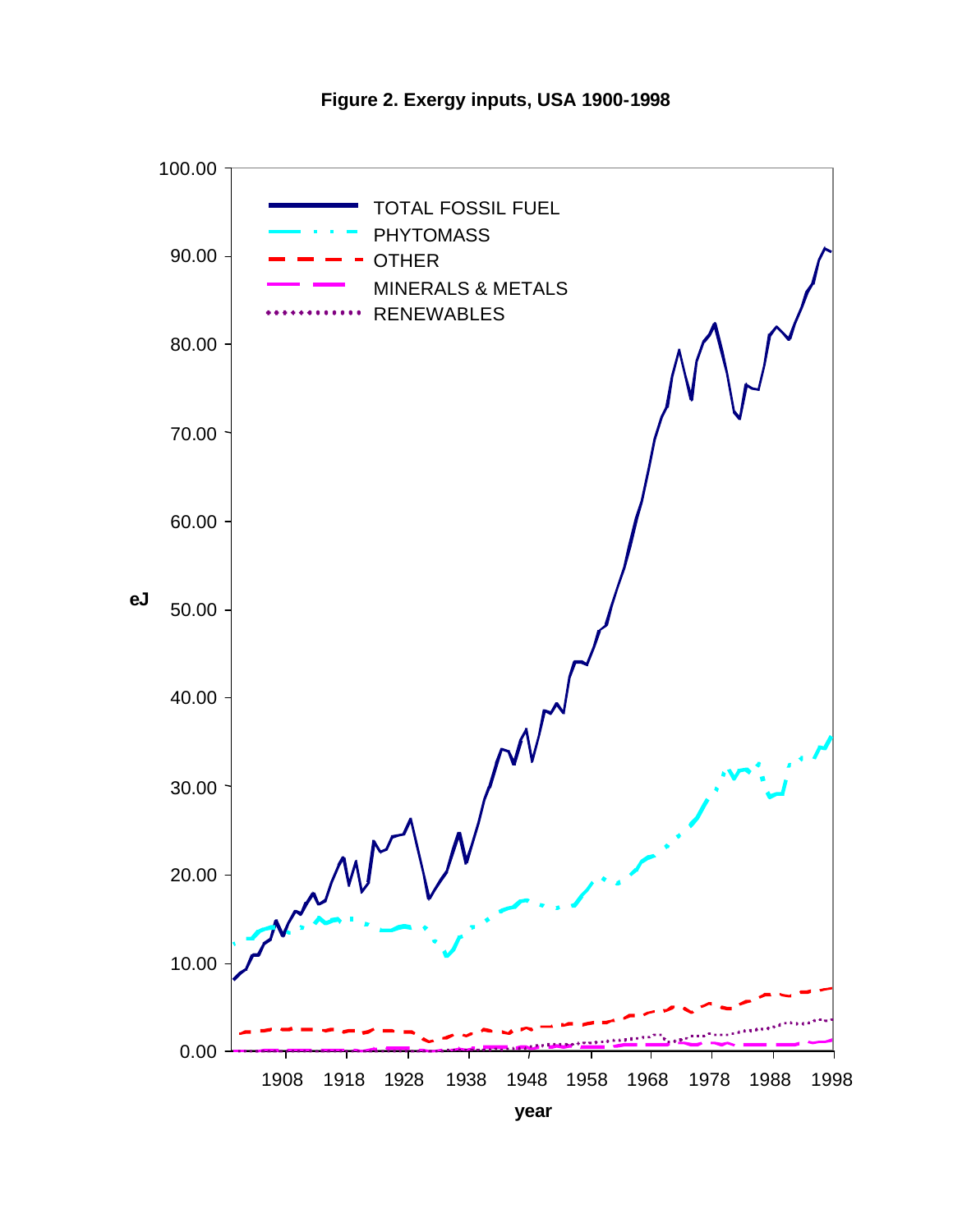**Figure 2. Exergy inputs, USA 1900-1998**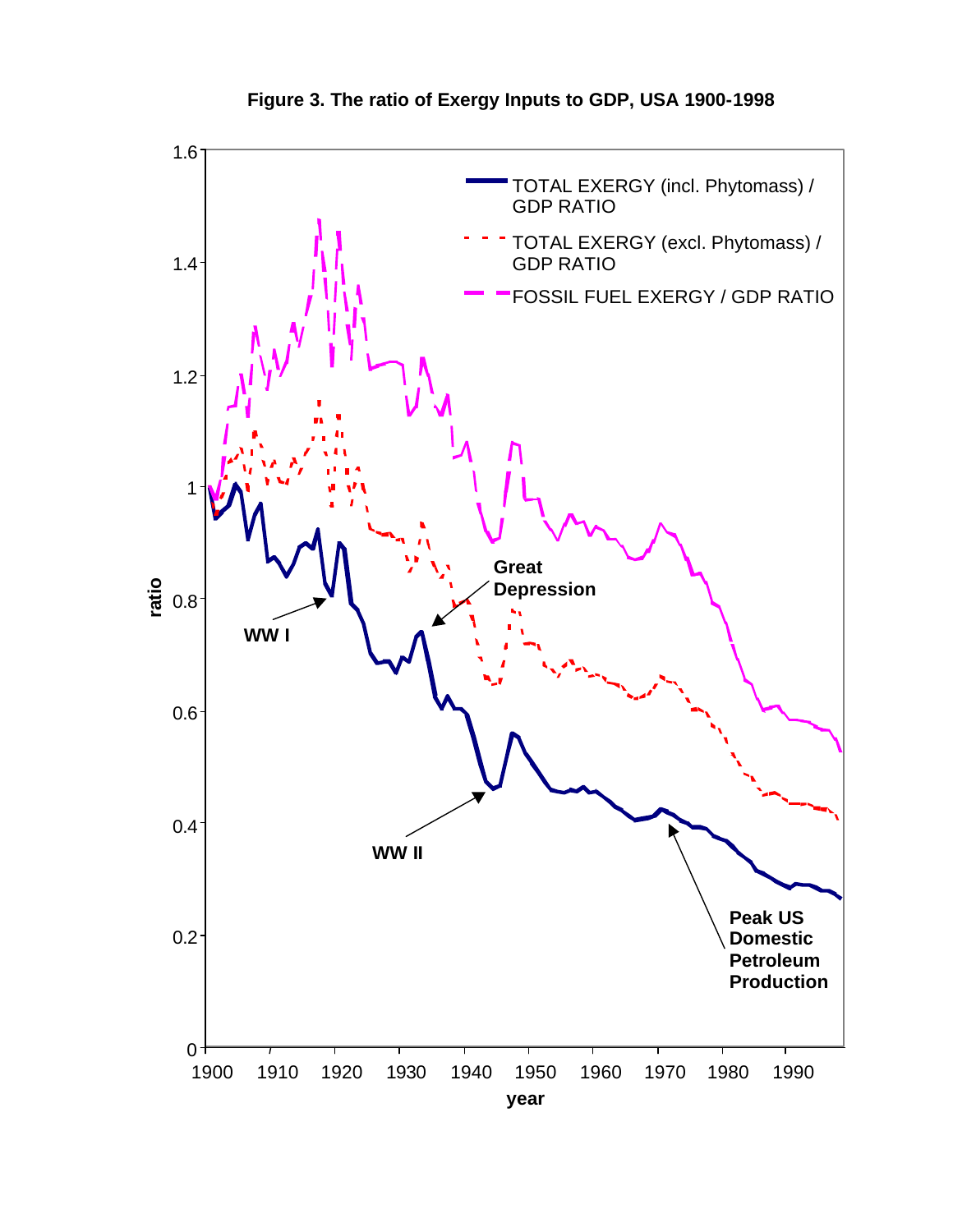**Figure 3. The ratio of Exergy Inputs to GDP, USA 1900-1998**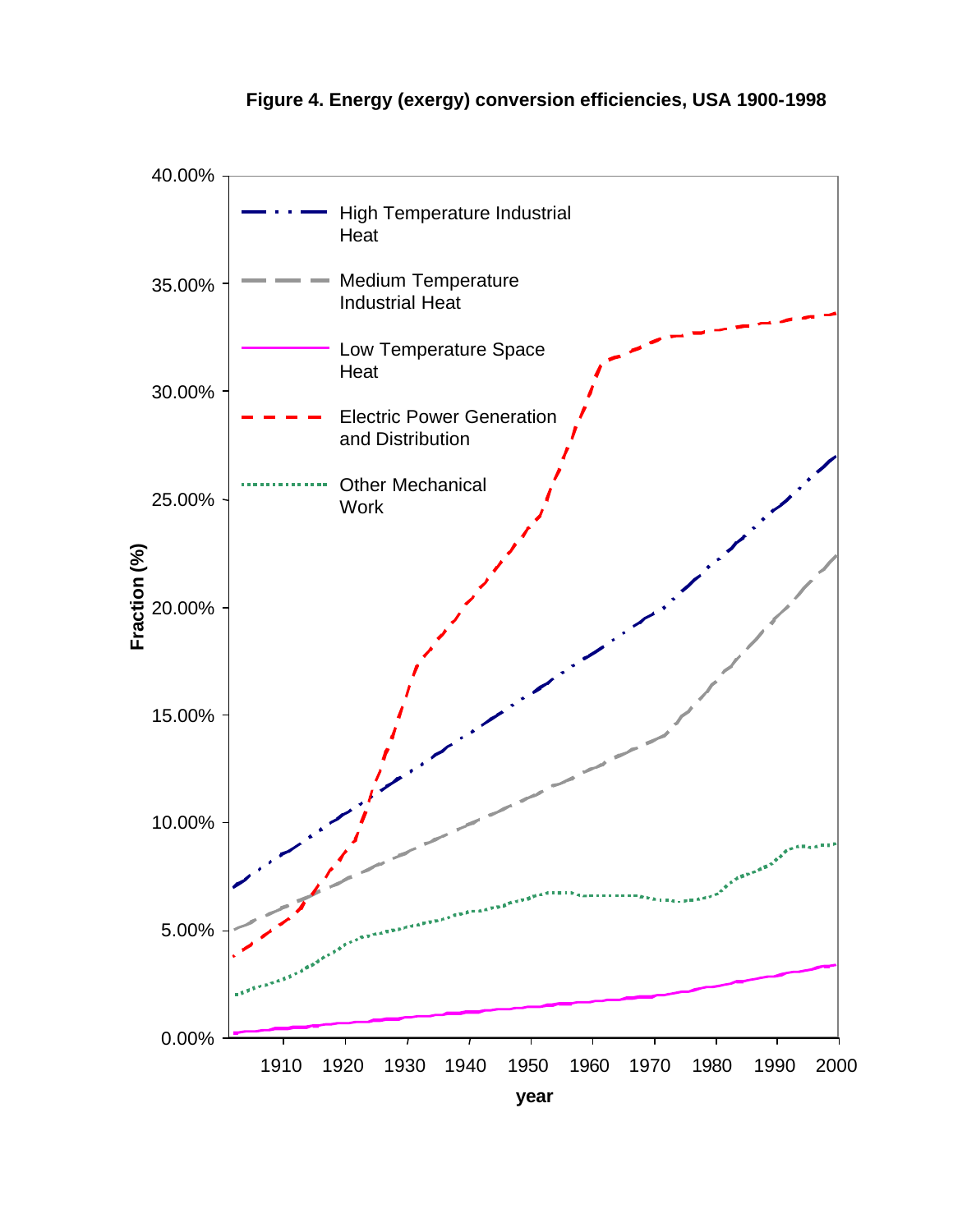**Figure 4. Energy (exergy) conversion efficiencies, USA 1900-1998**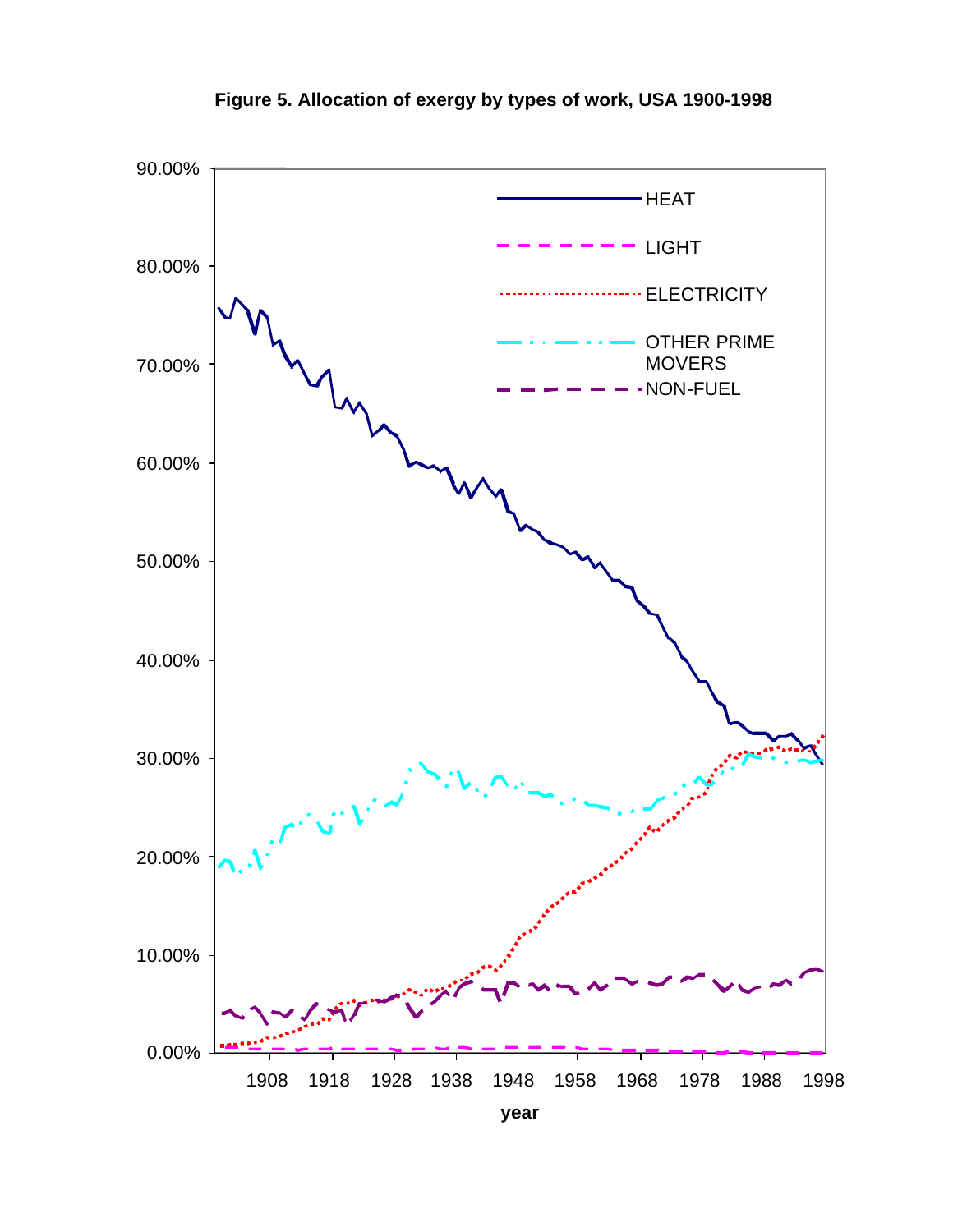**Figure 5. Allocation of exergy by types of work, USA 1900-1998**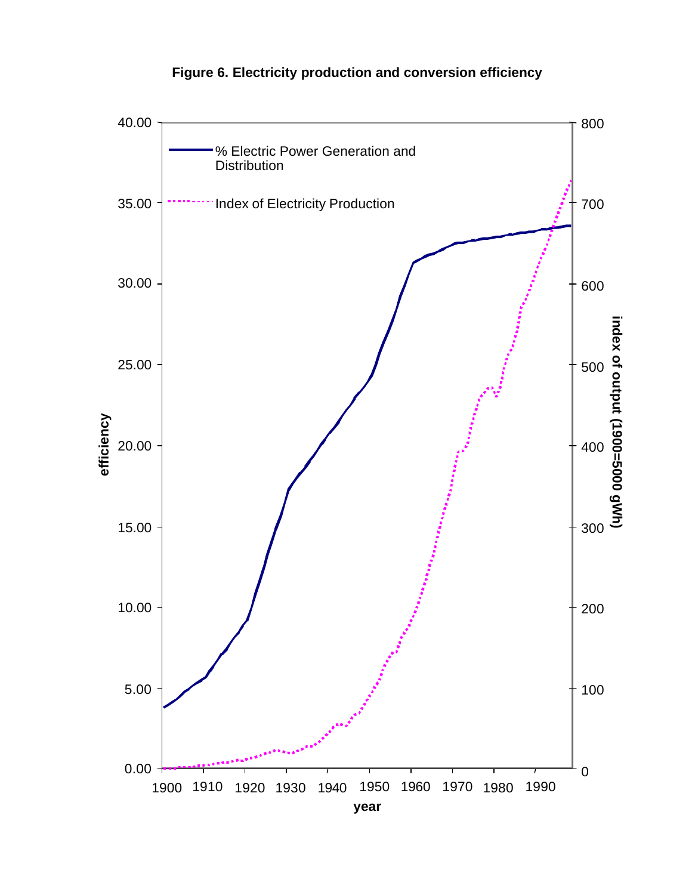**Figure 6. Electricity production and conversion efficiency**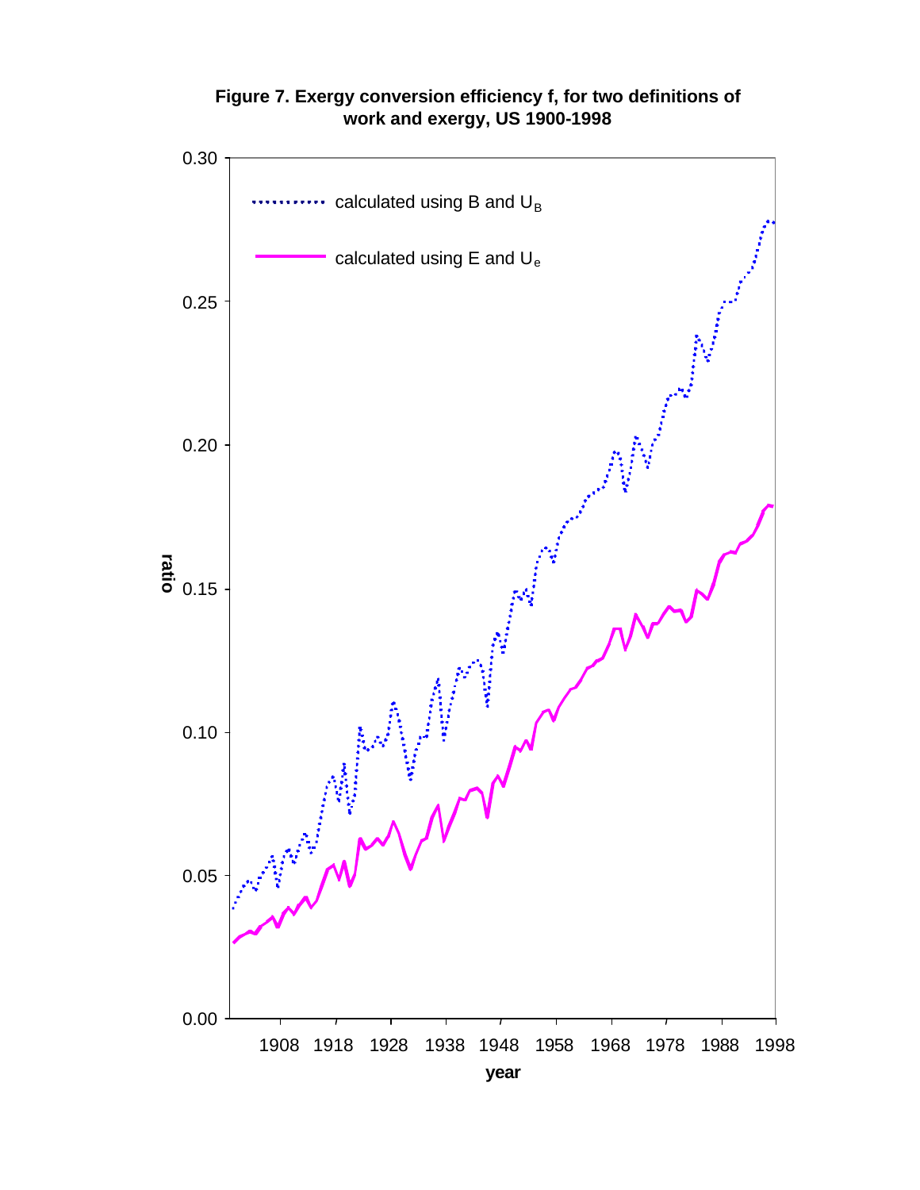**Figure 7. Exergy conversion efficiency f, for two definitions of work and exergy, US 1900-1998**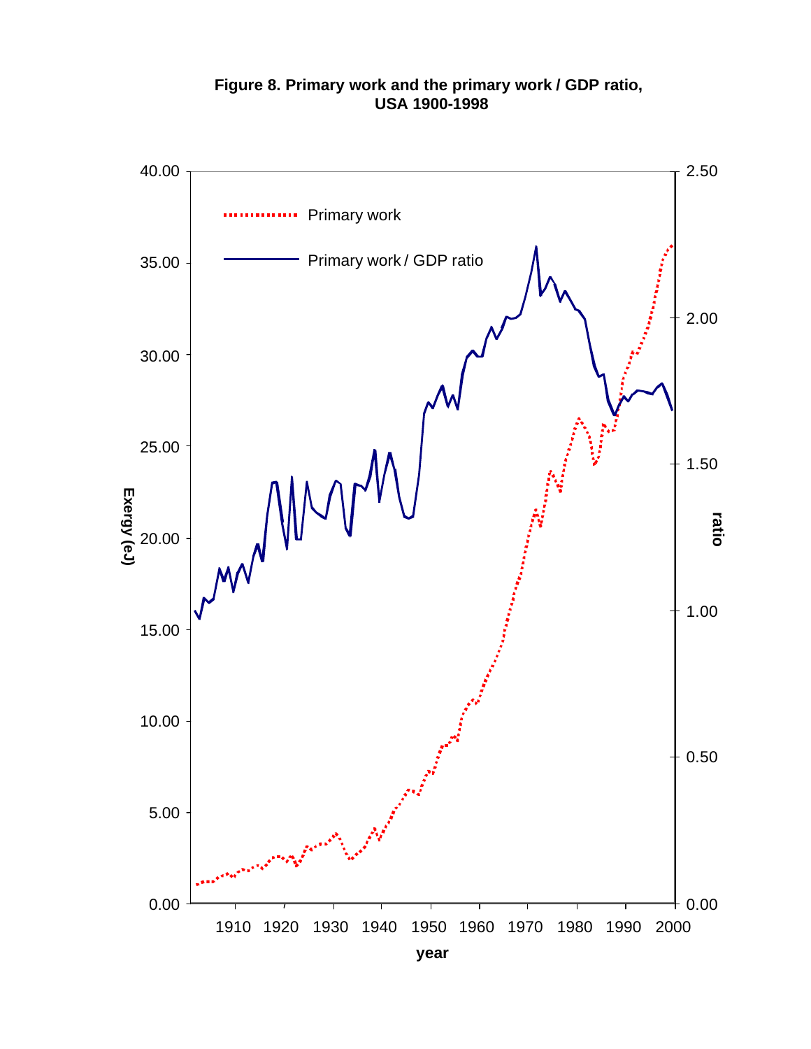**Figure 8. Primary work and the primary work / GDP ratio, USA 1900-1998**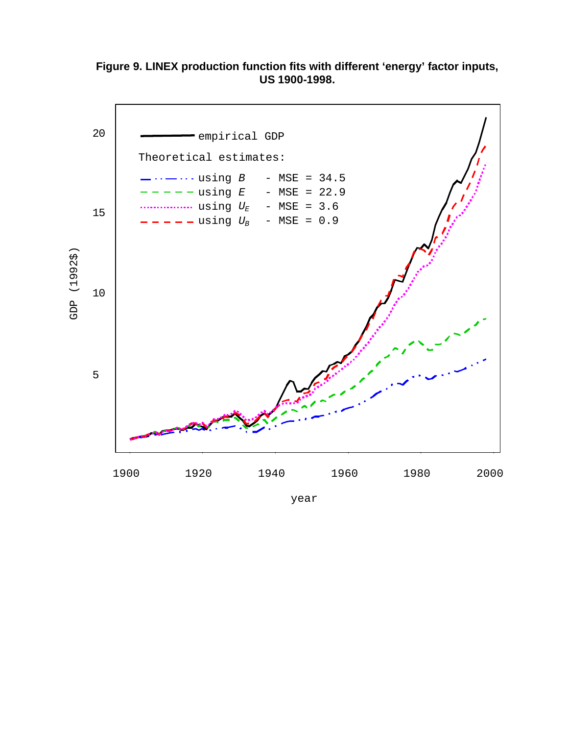**Figure 9. LINEX production function fits with different ‘energy’ factor inputs, US 1900-1998.**

empirical GDP

Theoretical estimates:

- using $B$ - MSE = 34.5
- using $E$ - MSE = 22.9
- using $U_E$ - MSE = 3.6
- using $U_B$ - MSE = 0.9

GDP (1992\$)

year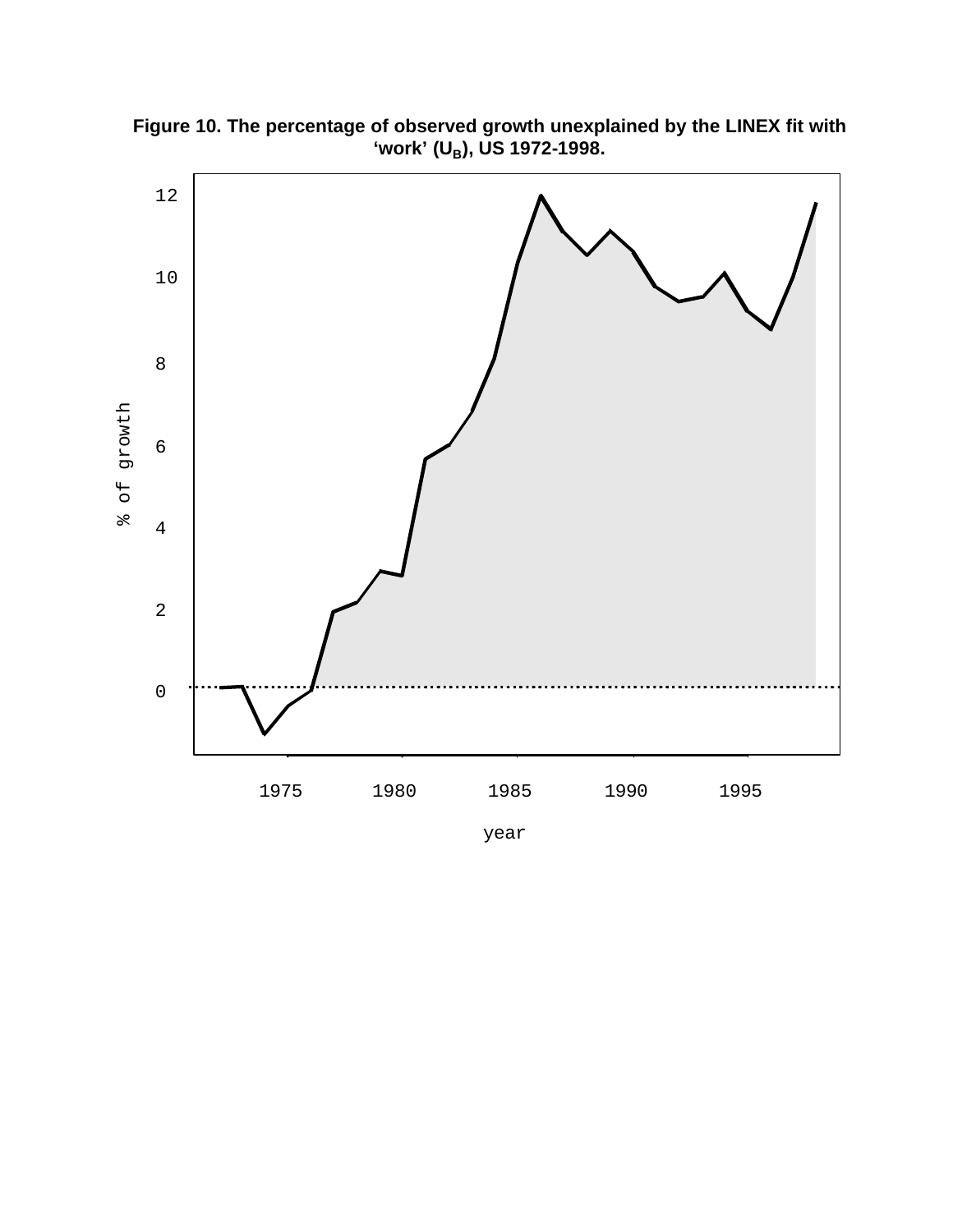**Figure 10. The percentage of observed growth unexplained by the LINEX fit with 'work' ($U_B$), US 1972-1998.**

12

10

8

6

% of growth

4

2

0

1975 1980 1985 1990 1995

year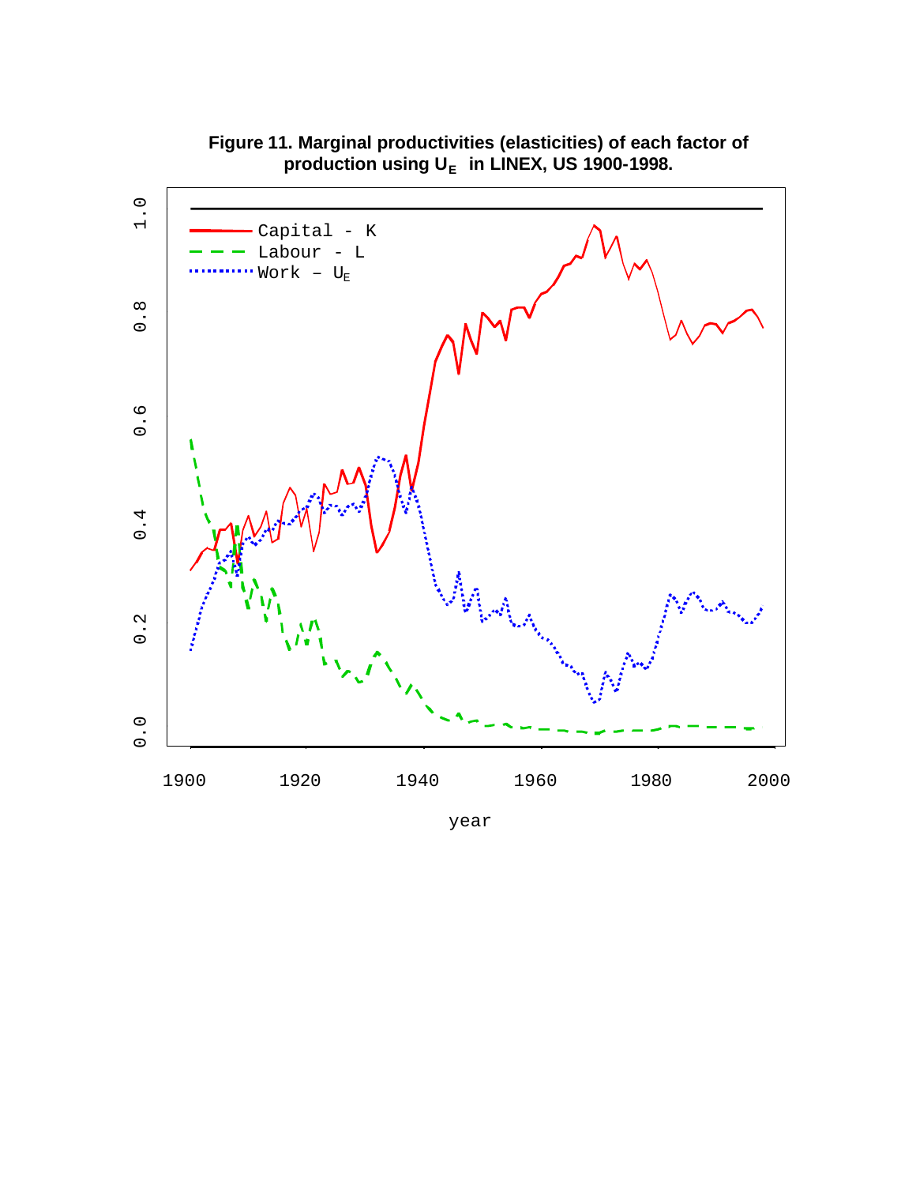**Figure 11. Marginal productivities (elasticities) of each factor of production using $U_E$ in LINEX, US 1900-1998.**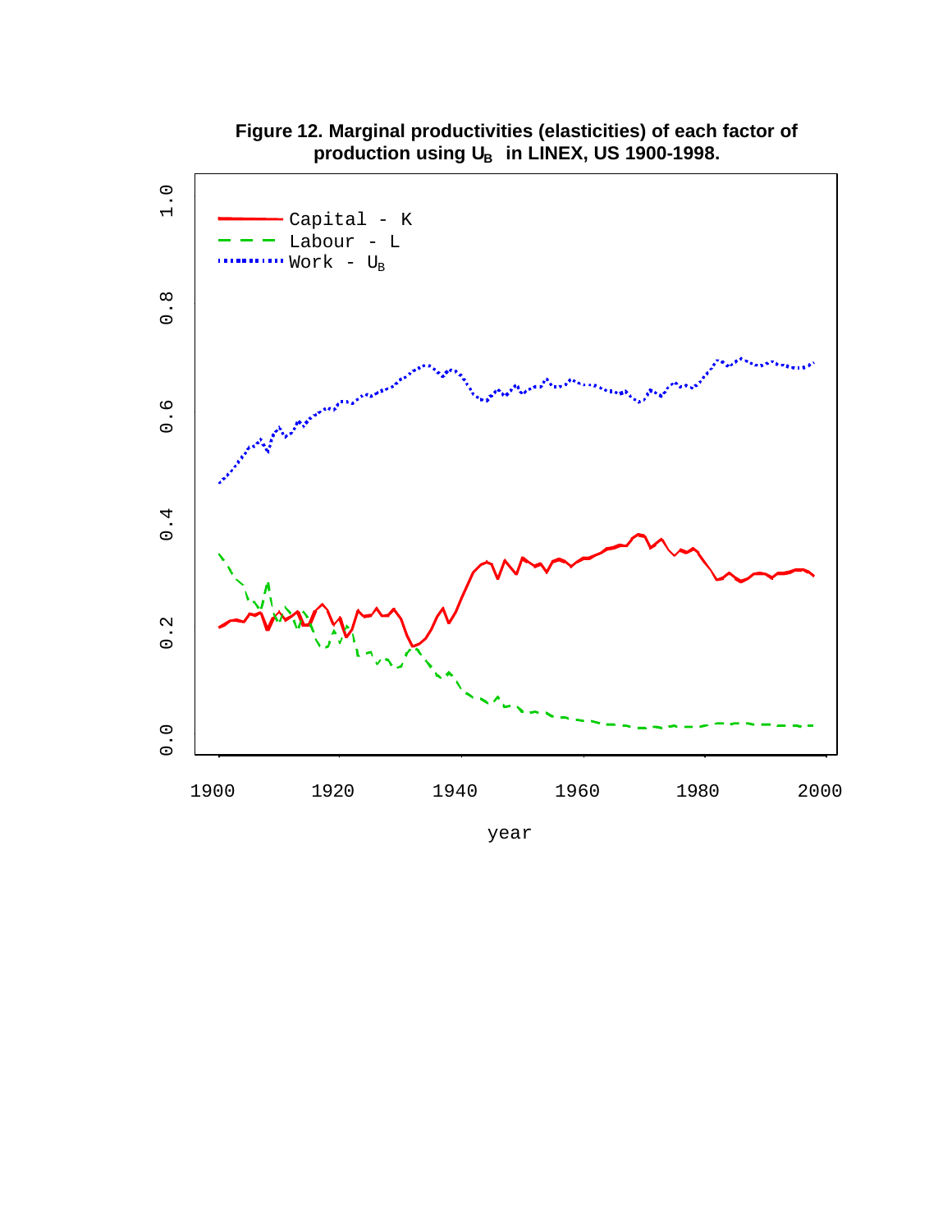**Figure 12. Marginal productivities (elasticities) of each factor of production using $U_B$ in LINEX, US 1900-1998.**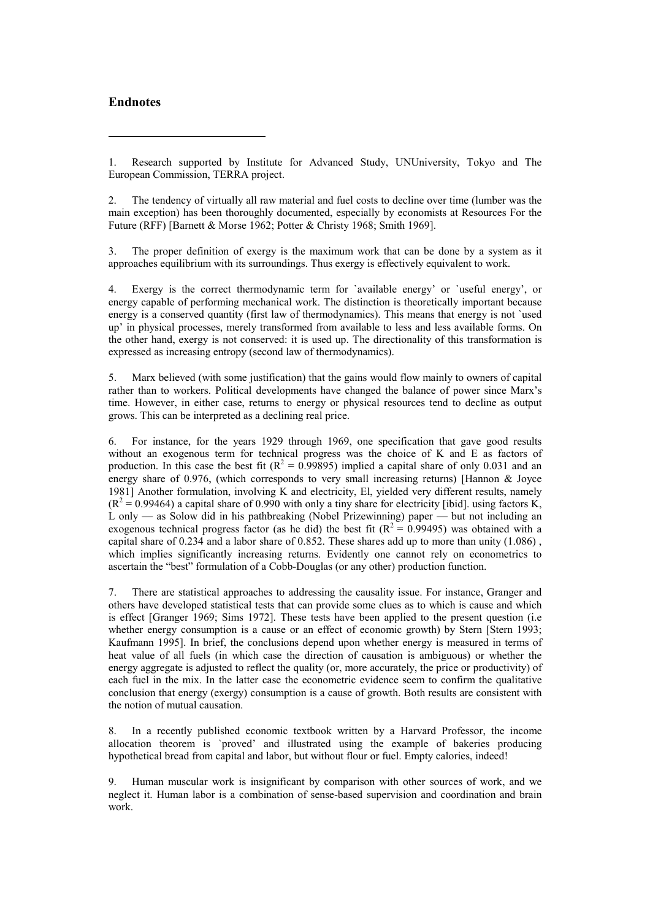## Endnotes

1. Research supported by Institute for Advanced Study, UNUniversity, Tokyo and The European Commission, TERRA project.

2. The tendency of virtually all raw material and fuel costs to decline over time (lumber was the main exception) has been thoroughly documented, especially by economists at Resources For the Future (RFF) [Barnett & Morse 1962; Potter & Christy 1968; Smith 1969].

3. The proper definition of exergy is the maximum work that can be done by a system as it approaches equilibrium with its surroundings. Thus exergy is effectively equivalent to work.

4. Exergy is the correct thermodynamic term for `available energy' or `useful energy', or energy capable of performing mechanical work. The distinction is theoretically important because energy is a conserved quantity (first law of thermodynamics). This means that energy is not `used up' in physical processes, merely transformed from available to less and less available forms. On the other hand, exergy is not conserved: it is used up. The directionality of this transformation is expressed as increasing entropy (second law of thermodynamics).

5. Marx believed (with some justification) that the gains would flow mainly to owners of capital rather than to workers. Political developments have changed the balance of power since Marx's time. However, in either case, returns to energy or physical resources tend to decline as output grows. This can be interpreted as a declining real price.

6. For instance, for the years 1929 through 1969, one specification that gave good results without an exogenous term for technical progress was the choice of K and E as factors of production. In this case the best fit ($R^2 = 0.99895$) implied a capital share of only 0.031 and an energy share of 0.976, (which corresponds to very small increasing returns) [Hannon & Joyce 1981] Another formulation, involving K and electricity, El, yielded very different results, namely ($R^2 = 0.99464$) a capital share of 0.990 with only a tiny share for electricity [ibid]. using factors K, L only — as Solow did in his pathbreaking (Nobel Prizewinning) paper — but not including an exogenous technical progress factor (as he did) the best fit ($R^2 = 0.99495$) was obtained with a capital share of 0.234 and a labor share of 0.852. These shares add up to more than unity (1.086) , which implies significantly increasing returns. Evidently one cannot rely on econometrics to ascertain the "best" formulation of a Cobb-Douglas (or any other) production function.

7. There are statistical approaches to addressing the causality issue. For instance, Granger and others have developed statistical tests that can provide some clues as to which is cause and which is effect [Granger 1969; Sims 1972]. These tests have been applied to the present question (i.e whether energy consumption is a cause or an effect of economic growth) by Stern [Stern 1993; Kaufmann 1995]. In brief, the conclusions depend upon whether energy is measured in terms of heat value of all fuels (in which case the direction of causation is ambiguous) or whether the energy aggregate is adjusted to reflect the quality (or, more accurately, the price or productivity) of each fuel in the mix. In the latter case the econometric evidence seem to confirm the qualitative conclusion that energy (exergy) consumption is a cause of growth. Both results are consistent with the notion of mutual causation.

8. In a recently published economic textbook written by a Harvard Professor, the income allocation theorem is `proved' and illustrated using the example of bakeries producing hypothetical bread from capital and labor, but without flour or fuel. Empty calories, indeed!

9. Human muscular work is insignificant by comparison with other sources of work, and we neglect it. Human labor is a combination of sense-based supervision and coordination and brain work.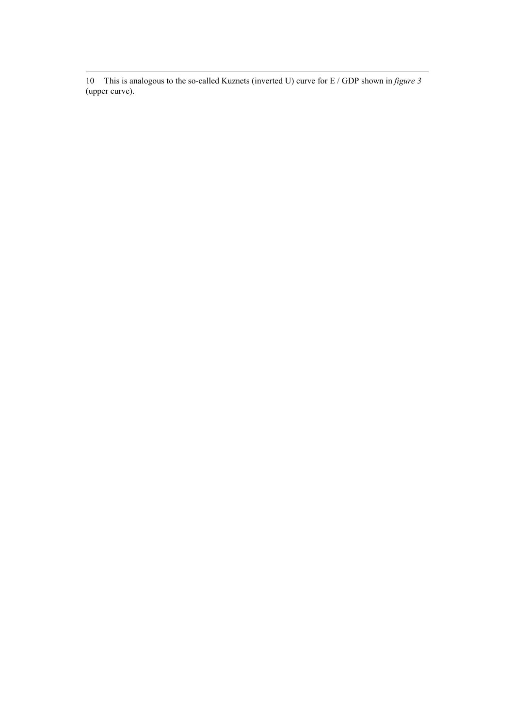10 This is analogous to the so-called Kuznets (inverted U) curve for E / GDP shown in *figure 3* (upper curve).